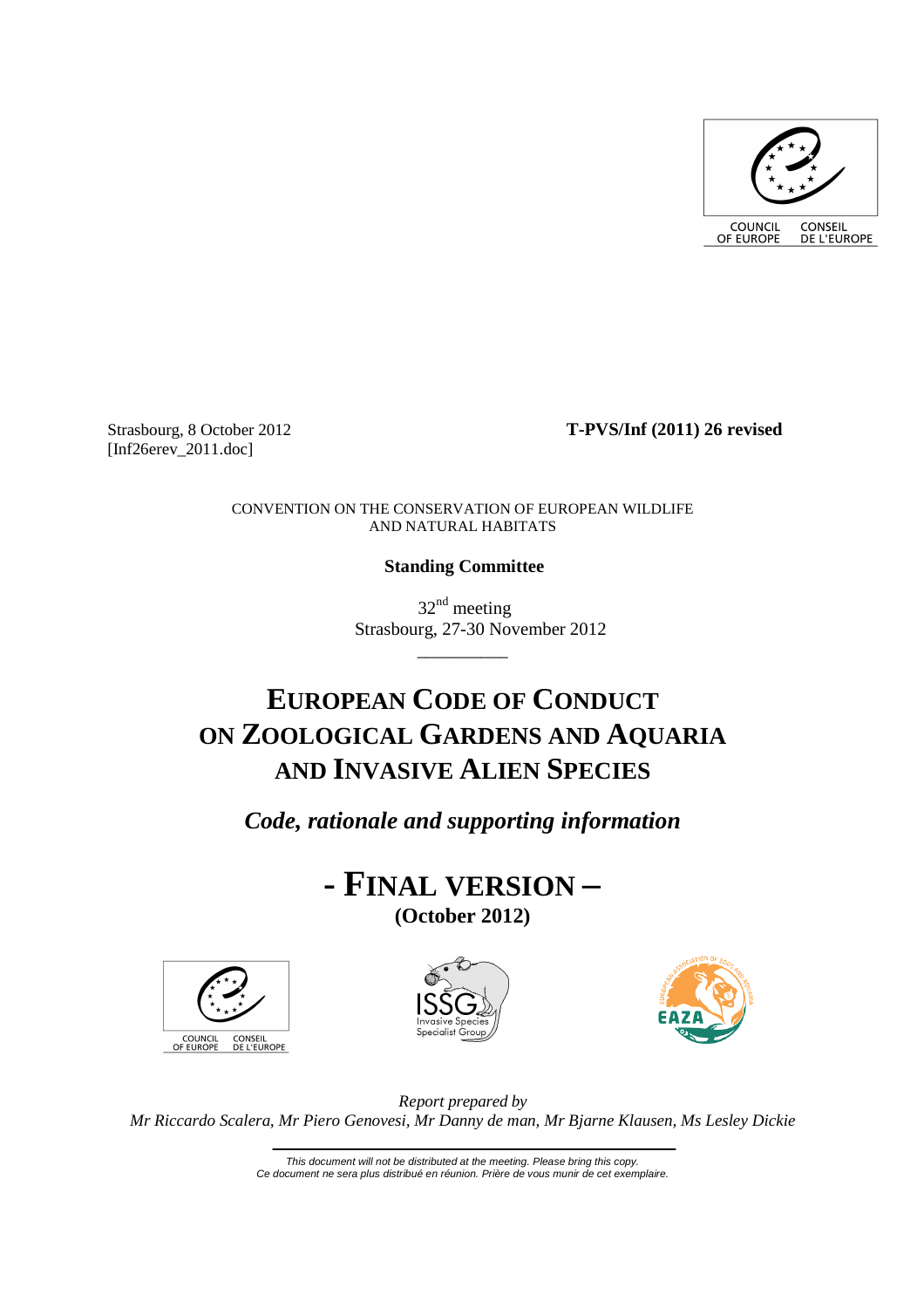Strasbourg, 8 October 2012
[Inf26erev_2011.doc]

**T-PVS/Inf (2011) 26 revised**

CONVENTION ON THE CONSERVATION OF EUROPEAN WILDLIFE
AND NATURAL HABITATS

**Standing Committee**

32nd meeting
Strasbourg, 27-30 November 2012

---

# EUROPEAN CODE OF CONDUCT ON ZOOLOGICAL GARDENS AND AQUARIA AND INVASIVE ALIEN SPECIES

***Code, rationale and supporting information***

## - FINAL VERSION –

**(October 2012)**

*Report prepared by*
*Mr Riccardo Scalera, Mr Piero Genovesi, Mr Danny de man, Mr Bjarne Klausen, Ms Lesley Dickie*

---

*This document will not be distributed at the meeting. Please bring this copy.*
*Ce document ne sera plus distribué en réunion. Prière de vous munir de cet exemplaire.*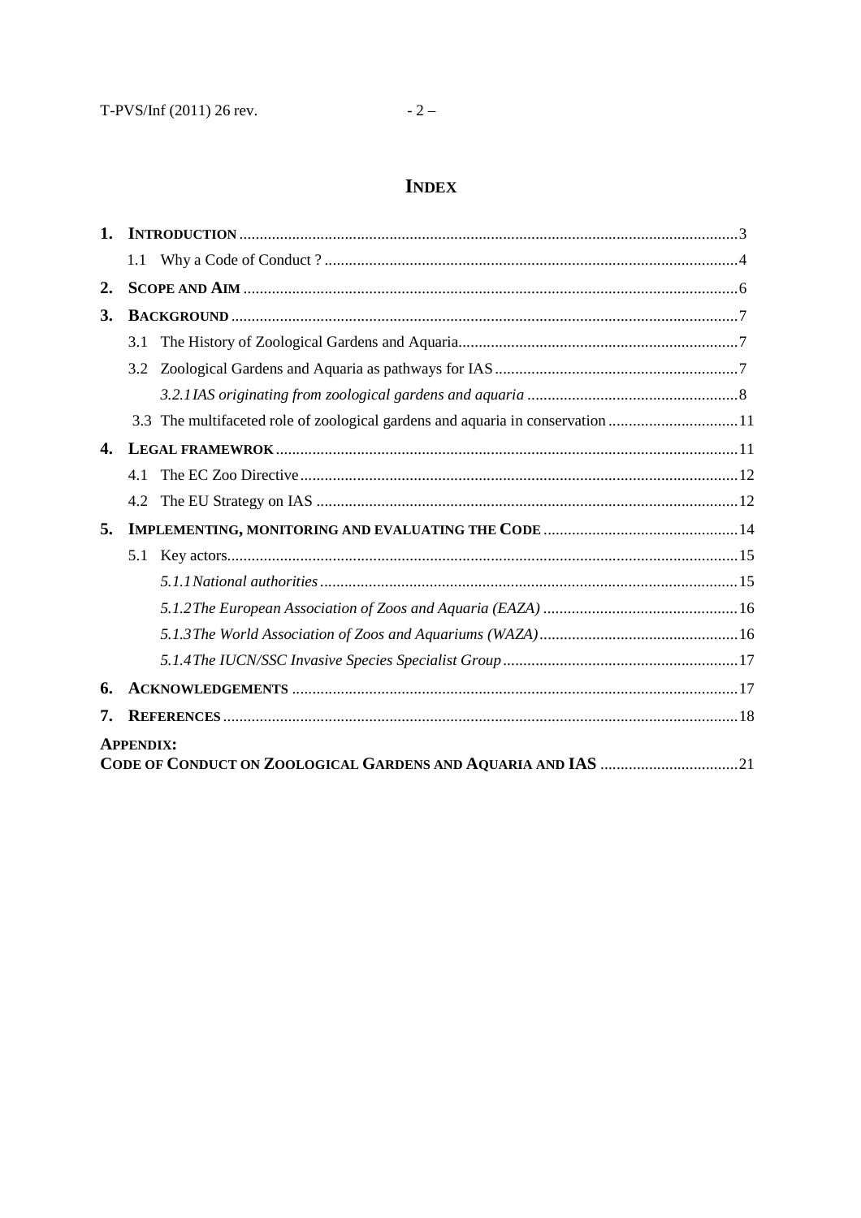# INDEX

1. **INTRODUCTION** ... 3
   - 1.1 Why a Code of Conduct ? ... 4
2. **SCOPE AND AIM** ... 6
3. **BACKGROUND** ... 7
   - 3.1 The History of Zoological Gardens and Aquaria ... 7
   - 3.2 Zoological Gardens and Aquaria as pathways for IAS ... 7
     - *3.2.1 IAS originating from zoological gardens and aquaria* ... 8
   - 3.3 The multifaceted role of zoological gardens and aquaria in conservation ... 11
4. **LEGAL FRAMEWROK** ... 11
   - 4.1 The EC Zoo Directive ... 12
   - 4.2 The EU Strategy on IAS ... 12
5. **IMPLEMENTING, MONITORING AND EVALUATING THE CODE** ... 14
   - 5.1 Key actors ... 15
     - *5.1.1 National authorities* ... 15
     - *5.1.2 The European Association of Zoos and Aquaria (EAZA)* ... 16
     - *5.1.3 The World Association of Zoos and Aquariums (WAZA)* ... 16
     - *5.1.4 The IUCN/SSC Invasive Species Specialist Group* ... 17
6. **ACKNOWLEDGEMENTS** ... 17
7. **REFERENCES** ... 18

**APPENDIX:**
**CODE OF CONDUCT ON ZOOLOGICAL GARDENS AND AQUARIA AND IAS** ... 21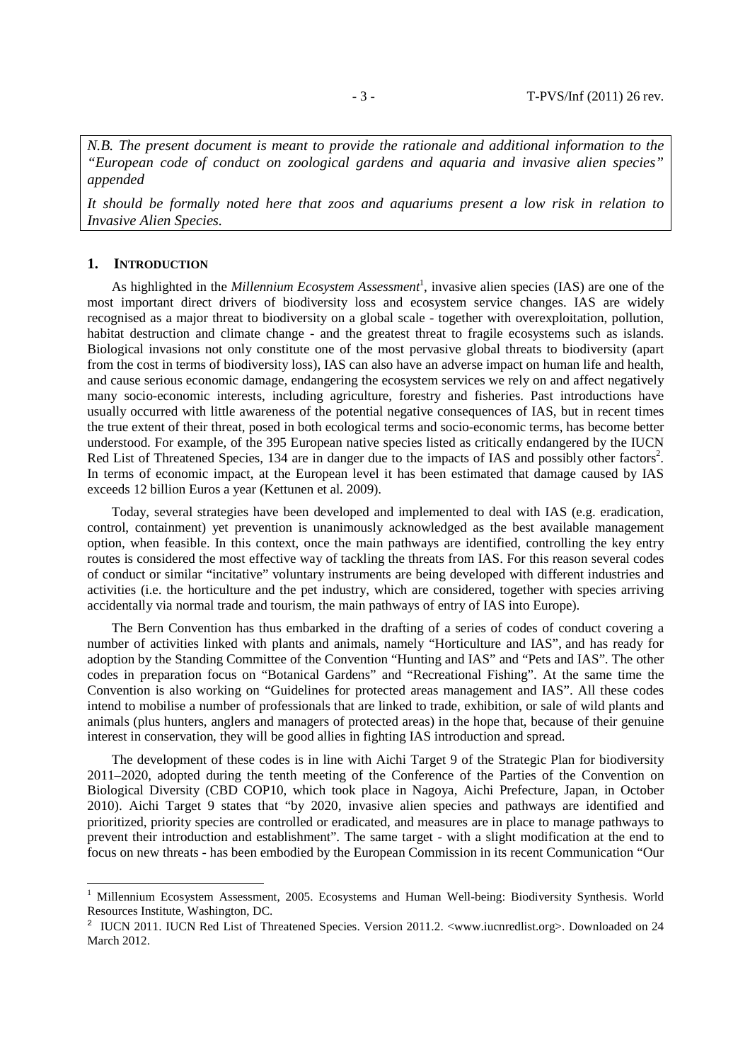*N.B. The present document is meant to provide the rationale and additional information to the "European code of conduct on zoological gardens and aquaria and invasive alien species" appended*

*It should be formally noted here that zoos and aquariums present a low risk in relation to Invasive Alien Species.*

## 1. INTRODUCTION

As highlighted in the *Millennium Ecosystem Assessment*[1], invasive alien species (IAS) are one of the most important direct drivers of biodiversity loss and ecosystem service changes. IAS are widely recognised as a major threat to biodiversity on a global scale - together with overexploitation, pollution, habitat destruction and climate change - and the greatest threat to fragile ecosystems such as islands. Biological invasions not only constitute one of the most pervasive global threats to biodiversity (apart from the cost in terms of biodiversity loss), IAS can also have an adverse impact on human life and health, and cause serious economic damage, endangering the ecosystem services we rely on and affect negatively many socio-economic interests, including agriculture, forestry and fisheries. Past introductions have usually occurred with little awareness of the potential negative consequences of IAS, but in recent times the true extent of their threat, posed in both ecological terms and socio-economic terms, has become better understood. For example, of the 395 European native species listed as critically endangered by the IUCN Red List of Threatened Species, 134 are in danger due to the impacts of IAS and possibly other factors[2]. In terms of economic impact, at the European level it has been estimated that damage caused by IAS exceeds 12 billion Euros a year (Kettunen et al. 2009).

Today, several strategies have been developed and implemented to deal with IAS (e.g. eradication, control, containment) yet prevention is unanimously acknowledged as the best available management option, when feasible. In this context, once the main pathways are identified, controlling the key entry routes is considered the most effective way of tackling the threats from IAS. For this reason several codes of conduct or similar "incitative" voluntary instruments are being developed with different industries and activities (i.e. the horticulture and the pet industry, which are considered, together with species arriving accidentally via normal trade and tourism, the main pathways of entry of IAS into Europe).

The Bern Convention has thus embarked in the drafting of a series of codes of conduct covering a number of activities linked with plants and animals, namely "Horticulture and IAS", and has ready for adoption by the Standing Committee of the Convention "Hunting and IAS" and "Pets and IAS". The other codes in preparation focus on "Botanical Gardens" and "Recreational Fishing". At the same time the Convention is also working on "Guidelines for protected areas management and IAS". All these codes intend to mobilise a number of professionals that are linked to trade, exhibition, or sale of wild plants and animals (plus hunters, anglers and managers of protected areas) in the hope that, because of their genuine interest in conservation, they will be good allies in fighting IAS introduction and spread.

The development of these codes is in line with Aichi Target 9 of the Strategic Plan for biodiversity 2011–2020, adopted during the tenth meeting of the Conference of the Parties of the Convention on Biological Diversity (CBD COP10, which took place in Nagoya, Aichi Prefecture, Japan, in October 2010). Aichi Target 9 states that "by 2020, invasive alien species and pathways are identified and prioritized, priority species are controlled or eradicated, and measures are in place to manage pathways to prevent their introduction and establishment". The same target - with a slight modification at the end to focus on new threats - has been embodied by the European Commission in its recent Communication "Our

---

[1] Millennium Ecosystem Assessment, 2005. Ecosystems and Human Well-being: Biodiversity Synthesis. World Resources Institute, Washington, DC.

[2] IUCN 2011. IUCN Red List of Threatened Species. Version 2011.2. <www.iucnredlist.org>. Downloaded on 24 March 2012.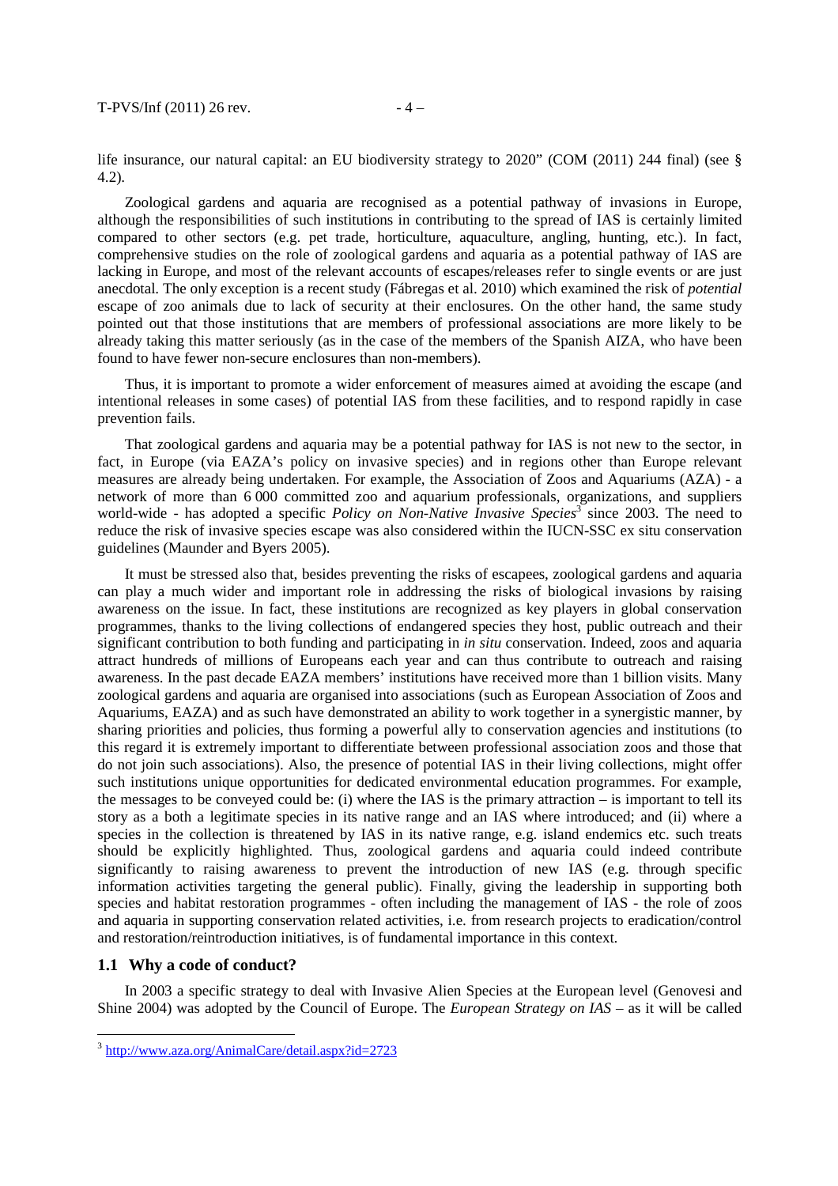life insurance, our natural capital: an EU biodiversity strategy to 2020" (COM (2011) 244 final) (see § 4.2).

Zoological gardens and aquaria are recognised as a potential pathway of invasions in Europe, although the responsibilities of such institutions in contributing to the spread of IAS is certainly limited compared to other sectors (e.g. pet trade, horticulture, aquaculture, angling, hunting, etc.). In fact, comprehensive studies on the role of zoological gardens and aquaria as a potential pathway of IAS are lacking in Europe, and most of the relevant accounts of escapes/releases refer to single events or are just anecdotal. The only exception is a recent study (Fábregas et al. 2010) which examined the risk of *potential* escape of zoo animals due to lack of security at their enclosures. On the other hand, the same study pointed out that those institutions that are members of professional associations are more likely to be already taking this matter seriously (as in the case of the members of the Spanish AIZA, who have been found to have fewer non-secure enclosures than non-members).

Thus, it is important to promote a wider enforcement of measures aimed at avoiding the escape (and intentional releases in some cases) of potential IAS from these facilities, and to respond rapidly in case prevention fails.

That zoological gardens and aquaria may be a potential pathway for IAS is not new to the sector, in fact, in Europe (via EAZA's policy on invasive species) and in regions other than Europe relevant measures are already being undertaken. For example, the Association of Zoos and Aquariums (AZA) - a network of more than 6 000 committed zoo and aquarium professionals, organizations, and suppliers world-wide - has adopted a specific *Policy on Non-Native Invasive Species*[3] since 2003. The need to reduce the risk of invasive species escape was also considered within the IUCN-SSC ex situ conservation guidelines (Maunder and Byers 2005).

It must be stressed also that, besides preventing the risks of escapees, zoological gardens and aquaria can play a much wider and important role in addressing the risks of biological invasions by raising awareness on the issue. In fact, these institutions are recognized as key players in global conservation programmes, thanks to the living collections of endangered species they host, public outreach and their significant contribution to both funding and participating in *in situ* conservation. Indeed, zoos and aquaria attract hundreds of millions of Europeans each year and can thus contribute to outreach and raising awareness. In the past decade EAZA members' institutions have received more than 1 billion visits. Many zoological gardens and aquaria are organised into associations (such as European Association of Zoos and Aquariums, EAZA) and as such have demonstrated an ability to work together in a synergistic manner, by sharing priorities and policies, thus forming a powerful ally to conservation agencies and institutions (to this regard it is extremely important to differentiate between professional association zoos and those that do not join such associations). Also, the presence of potential IAS in their living collections, might offer such institutions unique opportunities for dedicated environmental education programmes. For example, the messages to be conveyed could be: (i) where the IAS is the primary attraction – is important to tell its story as a both a legitimate species in its native range and an IAS where introduced; and (ii) where a species in the collection is threatened by IAS in its native range, e.g. island endemics etc. such treats should be explicitly highlighted. Thus, zoological gardens and aquaria could indeed contribute significantly to raising awareness to prevent the introduction of new IAS (e.g. through specific information activities targeting the general public). Finally, giving the leadership in supporting both species and habitat restoration programmes - often including the management of IAS - the role of zoos and aquaria in supporting conservation related activities, i.e. from research projects to eradication/control and restoration/reintroduction initiatives, is of fundamental importance in this context.

## 1.1 Why a code of conduct?

In 2003 a specific strategy to deal with Invasive Alien Species at the European level (Genovesi and Shine 2004) was adopted by the Council of Europe. The *European Strategy on IAS* – as it will be called

[3] http://www.aza.org/AnimalCare/detail.aspx?id=2723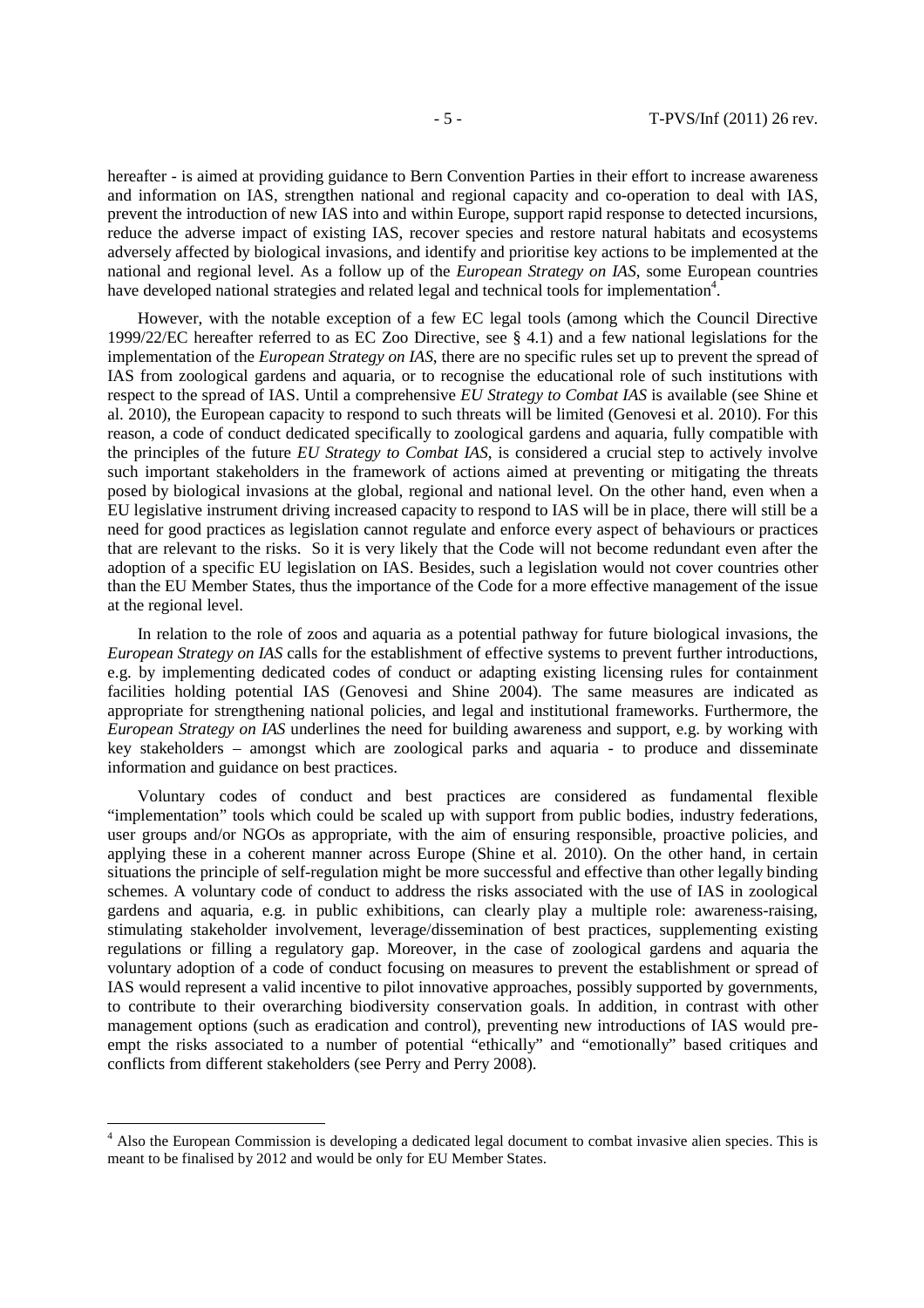hereafter - is aimed at providing guidance to Bern Convention Parties in their effort to increase awareness and information on IAS, strengthen national and regional capacity and co-operation to deal with IAS, prevent the introduction of new IAS into and within Europe, support rapid response to detected incursions, reduce the adverse impact of existing IAS, recover species and restore natural habitats and ecosystems adversely affected by biological invasions, and identify and prioritise key actions to be implemented at the national and regional level. As a follow up of the *European Strategy on IAS*, some European countries have developed national strategies and related legal and technical tools for implementation[4].

However, with the notable exception of a few EC legal tools (among which the Council Directive 1999/22/EC hereafter referred to as EC Zoo Directive, see § 4.1) and a few national legislations for the implementation of the *European Strategy on IAS*, there are no specific rules set up to prevent the spread of IAS from zoological gardens and aquaria, or to recognise the educational role of such institutions with respect to the spread of IAS. Until a comprehensive *EU Strategy to Combat IAS* is available (see Shine et al. 2010), the European capacity to respond to such threats will be limited (Genovesi et al. 2010). For this reason, a code of conduct dedicated specifically to zoological gardens and aquaria, fully compatible with the principles of the future *EU Strategy to Combat IAS*, is considered a crucial step to actively involve such important stakeholders in the framework of actions aimed at preventing or mitigating the threats posed by biological invasions at the global, regional and national level. On the other hand, even when a EU legislative instrument driving increased capacity to respond to IAS will be in place, there will still be a need for good practices as legislation cannot regulate and enforce every aspect of behaviours or practices that are relevant to the risks. So it is very likely that the Code will not become redundant even after the adoption of a specific EU legislation on IAS. Besides, such a legislation would not cover countries other than the EU Member States, thus the importance of the Code for a more effective management of the issue at the regional level.

In relation to the role of zoos and aquaria as a potential pathway for future biological invasions, the *European Strategy on IAS* calls for the establishment of effective systems to prevent further introductions, e.g. by implementing dedicated codes of conduct or adapting existing licensing rules for containment facilities holding potential IAS (Genovesi and Shine 2004). The same measures are indicated as appropriate for strengthening national policies, and legal and institutional frameworks. Furthermore, the *European Strategy on IAS* underlines the need for building awareness and support, e.g. by working with key stakeholders – amongst which are zoological parks and aquaria - to produce and disseminate information and guidance on best practices.

Voluntary codes of conduct and best practices are considered as fundamental flexible "implementation" tools which could be scaled up with support from public bodies, industry federations, user groups and/or NGOs as appropriate, with the aim of ensuring responsible, proactive policies, and applying these in a coherent manner across Europe (Shine et al. 2010). On the other hand, in certain situations the principle of self-regulation might be more successful and effective than other legally binding schemes. A voluntary code of conduct to address the risks associated with the use of IAS in zoological gardens and aquaria, e.g. in public exhibitions, can clearly play a multiple role: awareness-raising, stimulating stakeholder involvement, leverage/dissemination of best practices, supplementing existing regulations or filling a regulatory gap. Moreover, in the case of zoological gardens and aquaria the voluntary adoption of a code of conduct focusing on measures to prevent the establishment or spread of IAS would represent a valid incentive to pilot innovative approaches, possibly supported by governments, to contribute to their overarching biodiversity conservation goals. In addition, in contrast with other management options (such as eradication and control), preventing new introductions of IAS would pre-empt the risks associated to a number of potential "ethically" and "emotionally" based critiques and conflicts from different stakeholders (see Perry and Perry 2008).

[4] Also the European Commission is developing a dedicated legal document to combat invasive alien species. This is meant to be finalised by 2012 and would be only for EU Member States.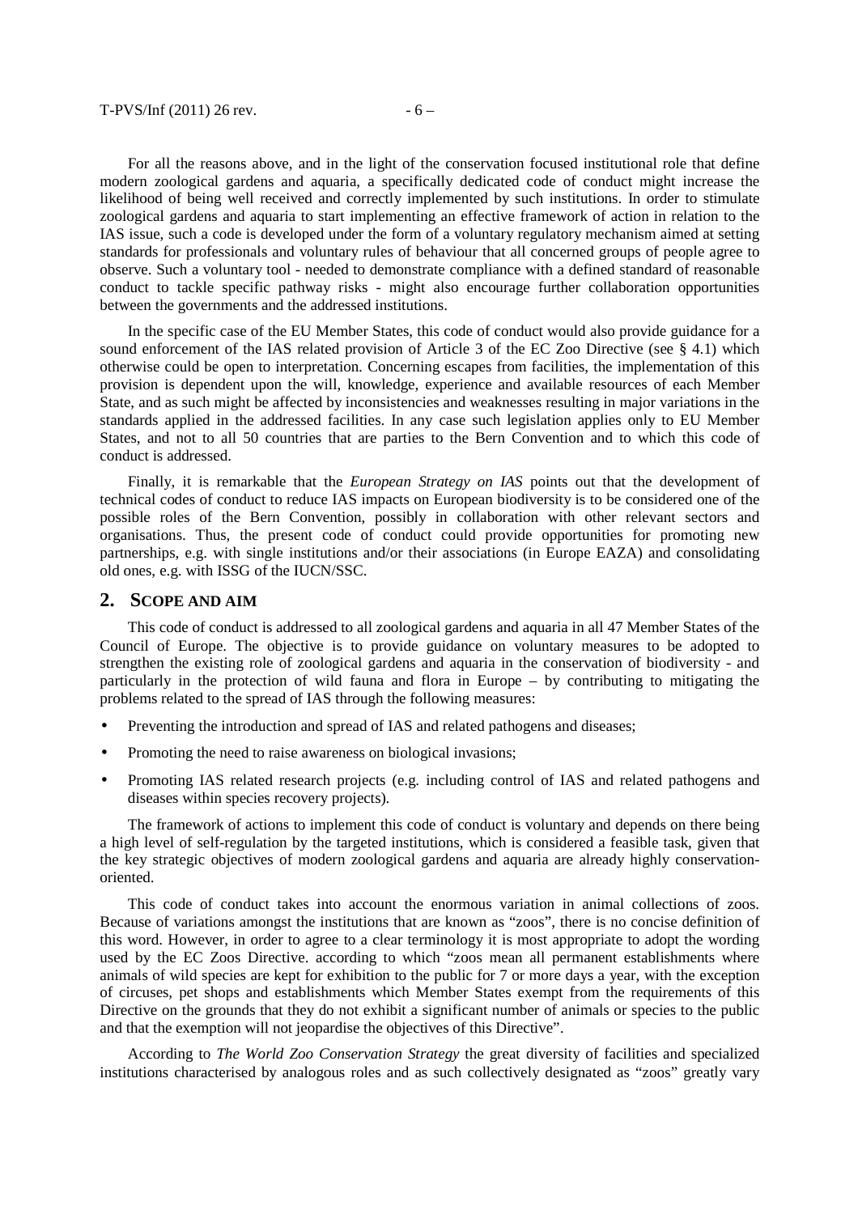For all the reasons above, and in the light of the conservation focused institutional role that define modern zoological gardens and aquaria, a specifically dedicated code of conduct might increase the likelihood of being well received and correctly implemented by such institutions. In order to stimulate zoological gardens and aquaria to start implementing an effective framework of action in relation to the IAS issue, such a code is developed under the form of a voluntary regulatory mechanism aimed at setting standards for professionals and voluntary rules of behaviour that all concerned groups of people agree to observe. Such a voluntary tool - needed to demonstrate compliance with a defined standard of reasonable conduct to tackle specific pathway risks - might also encourage further collaboration opportunities between the governments and the addressed institutions.

In the specific case of the EU Member States, this code of conduct would also provide guidance for a sound enforcement of the IAS related provision of Article 3 of the EC Zoo Directive (see § 4.1) which otherwise could be open to interpretation. Concerning escapes from facilities, the implementation of this provision is dependent upon the will, knowledge, experience and available resources of each Member State, and as such might be affected by inconsistencies and weaknesses resulting in major variations in the standards applied in the addressed facilities. In any case such legislation applies only to EU Member States, and not to all 50 countries that are parties to the Bern Convention and to which this code of conduct is addressed.

Finally, it is remarkable that the *European Strategy on IAS* points out that the development of technical codes of conduct to reduce IAS impacts on European biodiversity is to be considered one of the possible roles of the Bern Convention, possibly in collaboration with other relevant sectors and organisations. Thus, the present code of conduct could provide opportunities for promoting new partnerships, e.g. with single institutions and/or their associations (in Europe EAZA) and consolidating old ones, e.g. with ISSG of the IUCN/SSC.

## 2. SCOPE AND AIM

This code of conduct is addressed to all zoological gardens and aquaria in all 47 Member States of the Council of Europe. The objective is to provide guidance on voluntary measures to be adopted to strengthen the existing role of zoological gardens and aquaria in the conservation of biodiversity - and particularly in the protection of wild fauna and flora in Europe – by contributing to mitigating the problems related to the spread of IAS through the following measures:

- Preventing the introduction and spread of IAS and related pathogens and diseases;
- Promoting the need to raise awareness on biological invasions;
- Promoting IAS related research projects (e.g. including control of IAS and related pathogens and diseases within species recovery projects).

The framework of actions to implement this code of conduct is voluntary and depends on there being a high level of self-regulation by the targeted institutions, which is considered a feasible task, given that the key strategic objectives of modern zoological gardens and aquaria are already highly conservation-oriented.

This code of conduct takes into account the enormous variation in animal collections of zoos. Because of variations amongst the institutions that are known as "zoos", there is no concise definition of this word. However, in order to agree to a clear terminology it is most appropriate to adopt the wording used by the EC Zoos Directive. according to which "zoos mean all permanent establishments where animals of wild species are kept for exhibition to the public for 7 or more days a year, with the exception of circuses, pet shops and establishments which Member States exempt from the requirements of this Directive on the grounds that they do not exhibit a significant number of animals or species to the public and that the exemption will not jeopardise the objectives of this Directive".

According to *The World Zoo Conservation Strategy* the great diversity of facilities and specialized institutions characterised by analogous roles and as such collectively designated as "zoos" greatly vary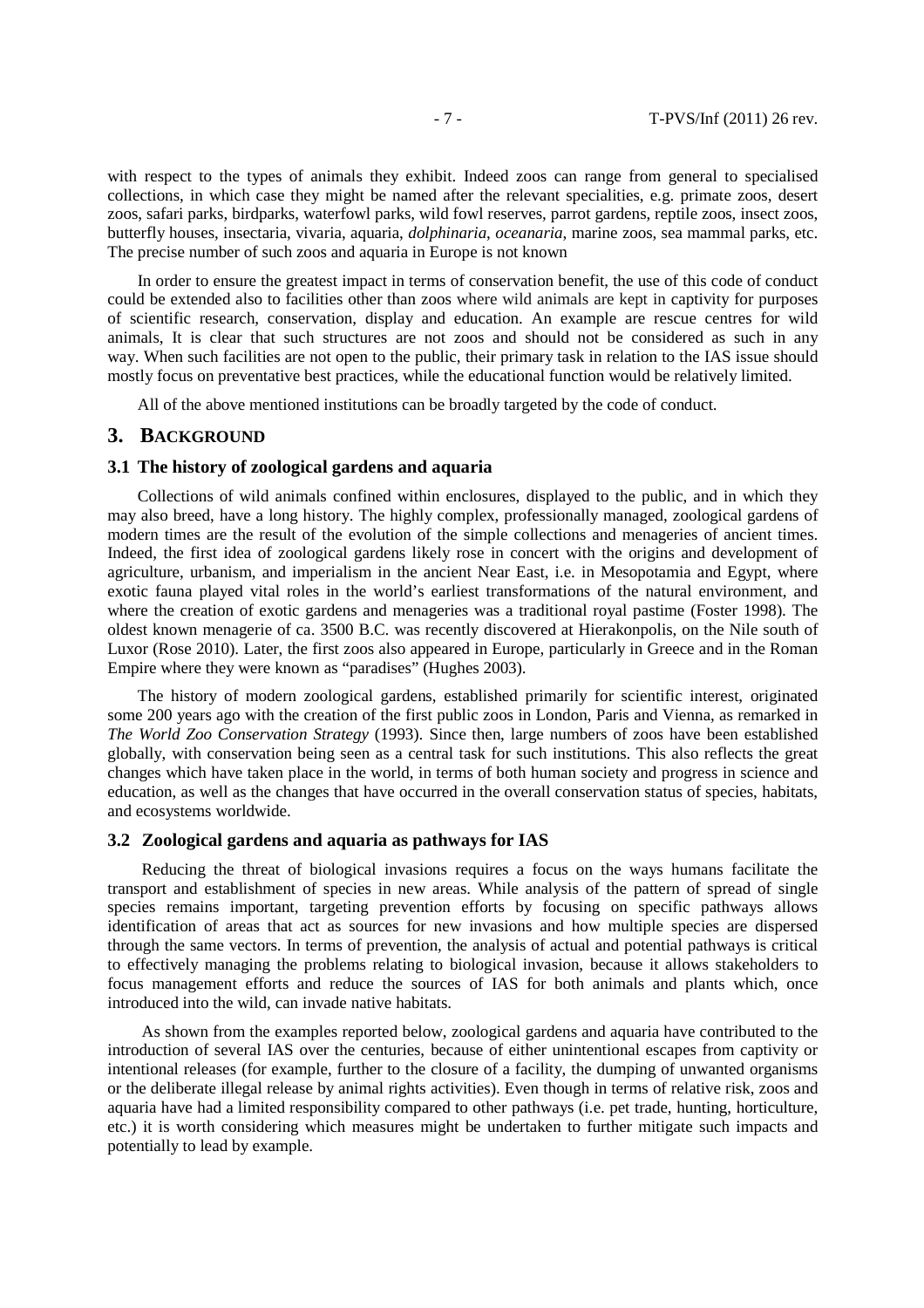with respect to the types of animals they exhibit. Indeed zoos can range from general to specialised collections, in which case they might be named after the relevant specialities, e.g. primate zoos, desert zoos, safari parks, birdparks, waterfowl parks, wild fowl reserves, parrot gardens, reptile zoos, insect zoos, butterfly houses, insectaria, vivaria, aquaria, *dolphinaria*, *oceanaria*, marine zoos, sea mammal parks, etc. The precise number of such zoos and aquaria in Europe is not known

In order to ensure the greatest impact in terms of conservation benefit, the use of this code of conduct could be extended also to facilities other than zoos where wild animals are kept in captivity for purposes of scientific research, conservation, display and education. An example are rescue centres for wild animals, It is clear that such structures are not zoos and should not be considered as such in any way. When such facilities are not open to the public, their primary task in relation to the IAS issue should mostly focus on preventative best practices, while the educational function would be relatively limited.

All of the above mentioned institutions can be broadly targeted by the code of conduct.

## 3. BACKGROUND

### 3.1 The history of zoological gardens and aquaria

Collections of wild animals confined within enclosures, displayed to the public, and in which they may also breed, have a long history. The highly complex, professionally managed, zoological gardens of modern times are the result of the evolution of the simple collections and menageries of ancient times. Indeed, the first idea of zoological gardens likely rose in concert with the origins and development of agriculture, urbanism, and imperialism in the ancient Near East, i.e. in Mesopotamia and Egypt, where exotic fauna played vital roles in the world's earliest transformations of the natural environment, and where the creation of exotic gardens and menageries was a traditional royal pastime (Foster 1998). The oldest known menagerie of ca. 3500 B.C. was recently discovered at Hierakonpolis, on the Nile south of Luxor (Rose 2010). Later, the first zoos also appeared in Europe, particularly in Greece and in the Roman Empire where they were known as "paradises" (Hughes 2003).

The history of modern zoological gardens, established primarily for scientific interest, originated some 200 years ago with the creation of the first public zoos in London, Paris and Vienna, as remarked in *The World Zoo Conservation Strategy* (1993). Since then, large numbers of zoos have been established globally, with conservation being seen as a central task for such institutions. This also reflects the great changes which have taken place in the world, in terms of both human society and progress in science and education, as well as the changes that have occurred in the overall conservation status of species, habitats, and ecosystems worldwide.

### 3.2 Zoological gardens and aquaria as pathways for IAS

Reducing the threat of biological invasions requires a focus on the ways humans facilitate the transport and establishment of species in new areas. While analysis of the pattern of spread of single species remains important, targeting prevention efforts by focusing on specific pathways allows identification of areas that act as sources for new invasions and how multiple species are dispersed through the same vectors. In terms of prevention, the analysis of actual and potential pathways is critical to effectively managing the problems relating to biological invasion, because it allows stakeholders to focus management efforts and reduce the sources of IAS for both animals and plants which, once introduced into the wild, can invade native habitats.

As shown from the examples reported below, zoological gardens and aquaria have contributed to the introduction of several IAS over the centuries, because of either unintentional escapes from captivity or intentional releases (for example, further to the closure of a facility, the dumping of unwanted organisms or the deliberate illegal release by animal rights activities). Even though in terms of relative risk, zoos and aquaria have had a limited responsibility compared to other pathways (i.e. pet trade, hunting, horticulture, etc.) it is worth considering which measures might be undertaken to further mitigate such impacts and potentially to lead by example.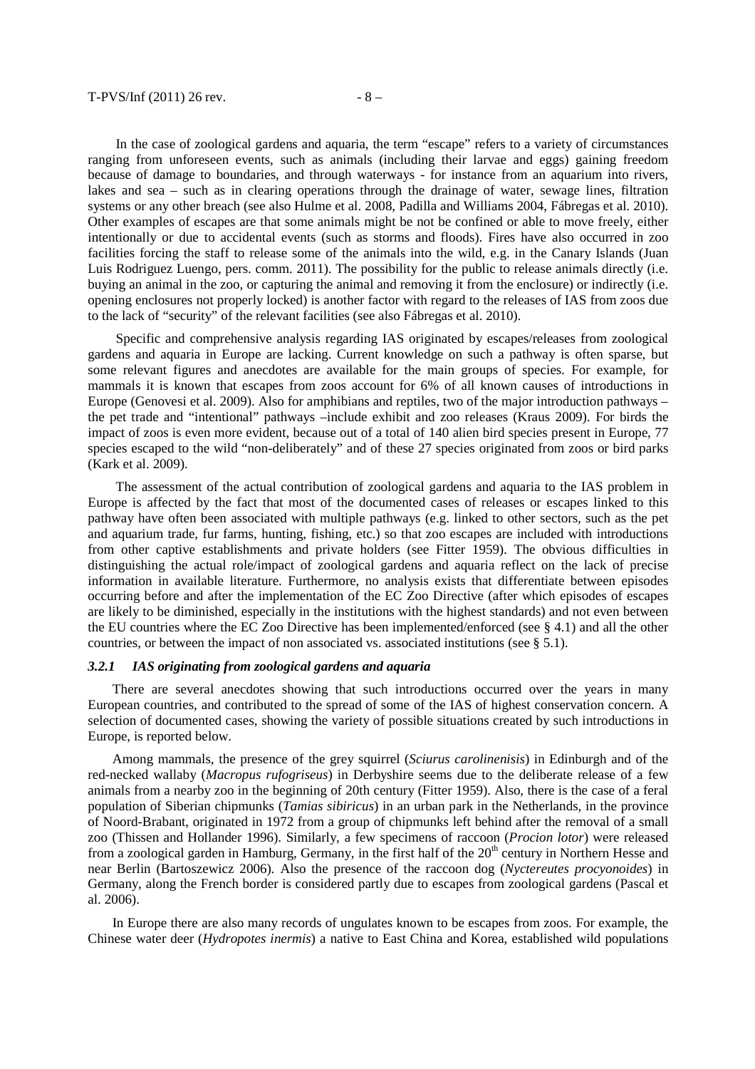In the case of zoological gardens and aquaria, the term "escape" refers to a variety of circumstances ranging from unforeseen events, such as animals (including their larvae and eggs) gaining freedom because of damage to boundaries, and through waterways - for instance from an aquarium into rivers, lakes and sea – such as in clearing operations through the drainage of water, sewage lines, filtration systems or any other breach (see also Hulme et al. 2008, Padilla and Williams 2004, Fábregas et al. 2010). Other examples of escapes are that some animals might be not be confined or able to move freely, either intentionally or due to accidental events (such as storms and floods). Fires have also occurred in zoo facilities forcing the staff to release some of the animals into the wild, e.g. in the Canary Islands (Juan Luis Rodriguez Luengo, pers. comm. 2011). The possibility for the public to release animals directly (i.e. buying an animal in the zoo, or capturing the animal and removing it from the enclosure) or indirectly (i.e. opening enclosures not properly locked) is another factor with regard to the releases of IAS from zoos due to the lack of "security" of the relevant facilities (see also Fábregas et al. 2010).

Specific and comprehensive analysis regarding IAS originated by escapes/releases from zoological gardens and aquaria in Europe are lacking. Current knowledge on such a pathway is often sparse, but some relevant figures and anecdotes are available for the main groups of species. For example, for mammals it is known that escapes from zoos account for 6% of all known causes of introductions in Europe (Genovesi et al. 2009). Also for amphibians and reptiles, two of the major introduction pathways – the pet trade and "intentional" pathways –include exhibit and zoo releases (Kraus 2009). For birds the impact of zoos is even more evident, because out of a total of 140 alien bird species present in Europe, 77 species escaped to the wild "non-deliberately" and of these 27 species originated from zoos or bird parks (Kark et al. 2009).

The assessment of the actual contribution of zoological gardens and aquaria to the IAS problem in Europe is affected by the fact that most of the documented cases of releases or escapes linked to this pathway have often been associated with multiple pathways (e.g. linked to other sectors, such as the pet and aquarium trade, fur farms, hunting, fishing, etc.) so that zoo escapes are included with introductions from other captive establishments and private holders (see Fitter 1959). The obvious difficulties in distinguishing the actual role/impact of zoological gardens and aquaria reflect on the lack of precise information in available literature. Furthermore, no analysis exists that differentiate between episodes occurring before and after the implementation of the EC Zoo Directive (after which episodes of escapes are likely to be diminished, especially in the institutions with the highest standards) and not even between the EU countries where the EC Zoo Directive has been implemented/enforced (see § 4.1) and all the other countries, or between the impact of non associated vs. associated institutions (see § 5.1).

### *3.2.1 IAS originating from zoological gardens and aquaria*

There are several anecdotes showing that such introductions occurred over the years in many European countries, and contributed to the spread of some of the IAS of highest conservation concern. A selection of documented cases, showing the variety of possible situations created by such introductions in Europe, is reported below.

Among mammals, the presence of the grey squirrel (*Sciurus carolinenisis*) in Edinburgh and of the red-necked wallaby (*Macropus rufogriseus*) in Derbyshire seems due to the deliberate release of a few animals from a nearby zoo in the beginning of 20th century (Fitter 1959). Also, there is the case of a feral population of Siberian chipmunks (*Tamias sibiricus*) in an urban park in the Netherlands, in the province of Noord-Brabant, originated in 1972 from a group of chipmunks left behind after the removal of a small zoo (Thissen and Hollander 1996). Similarly, a few specimens of raccoon (*Procion lotor*) were released from a zoological garden in Hamburg, Germany, in the first half of the 20th century in Northern Hesse and near Berlin (Bartoszewicz 2006). Also the presence of the raccoon dog (*Nyctereutes procyonoides*) in Germany, along the French border is considered partly due to escapes from zoological gardens (Pascal et al. 2006).

In Europe there are also many records of ungulates known to be escapes from zoos. For example, the Chinese water deer (*Hydropotes inermis*) a native to East China and Korea, established wild populations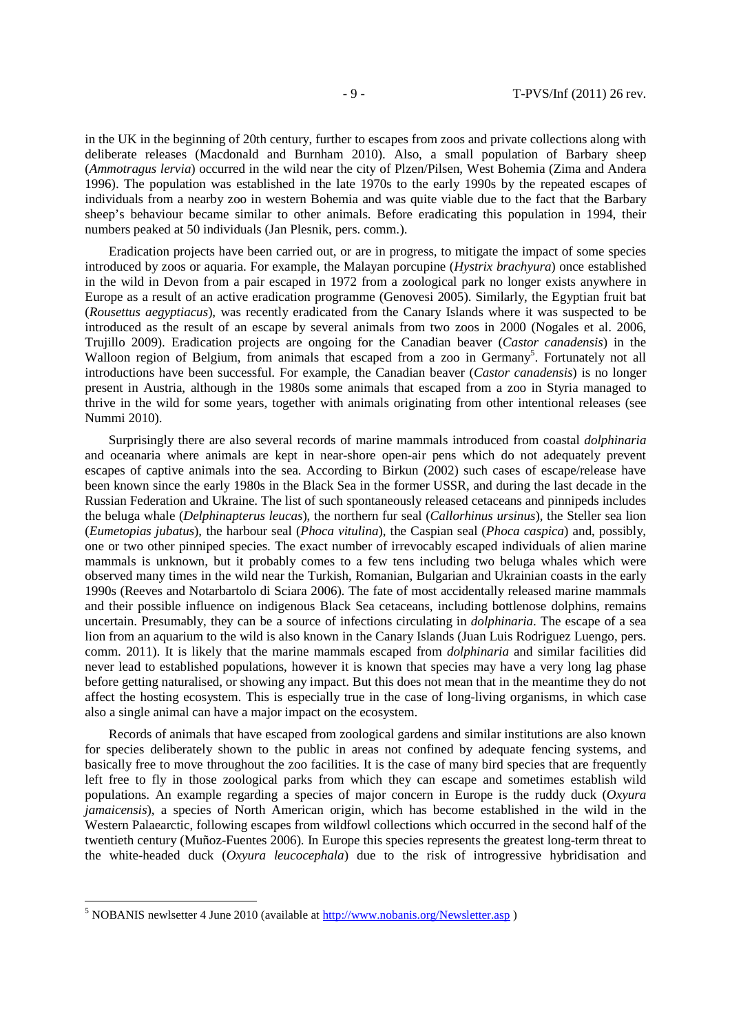in the UK in the beginning of 20th century, further to escapes from zoos and private collections along with deliberate releases (Macdonald and Burnham 2010). Also, a small population of Barbary sheep (*Ammotragus lervia*) occurred in the wild near the city of Plzen/Pilsen, West Bohemia (Zima and Andera 1996). The population was established in the late 1970s to the early 1990s by the repeated escapes of individuals from a nearby zoo in western Bohemia and was quite viable due to the fact that the Barbary sheep's behaviour became similar to other animals. Before eradicating this population in 1994, their numbers peaked at 50 individuals (Jan Plesnik, pers. comm.).

Eradication projects have been carried out, or are in progress, to mitigate the impact of some species introduced by zoos or aquaria. For example, the Malayan porcupine (*Hystrix brachyura*) once established in the wild in Devon from a pair escaped in 1972 from a zoological park no longer exists anywhere in Europe as a result of an active eradication programme (Genovesi 2005). Similarly, the Egyptian fruit bat (*Rousettus aegyptiacus*), was recently eradicated from the Canary Islands where it was suspected to be introduced as the result of an escape by several animals from two zoos in 2000 (Nogales et al. 2006, Trujillo 2009). Eradication projects are ongoing for the Canadian beaver (*Castor canadensis*) in the Walloon region of Belgium, from animals that escaped from a zoo in Germany[5]. Fortunately not all introductions have been successful. For example, the Canadian beaver (*Castor canadensis*) is no longer present in Austria, although in the 1980s some animals that escaped from a zoo in Styria managed to thrive in the wild for some years, together with animals originating from other intentional releases (see Nummi 2010).

Surprisingly there are also several records of marine mammals introduced from coastal *dolphinaria* and oceanaria where animals are kept in near-shore open-air pens which do not adequately prevent escapes of captive animals into the sea. According to Birkun (2002) such cases of escape/release have been known since the early 1980s in the Black Sea in the former USSR, and during the last decade in the Russian Federation and Ukraine. The list of such spontaneously released cetaceans and pinnipeds includes the beluga whale (*Delphinapterus leucas*), the northern fur seal (*Callorhinus ursinus*), the Steller sea lion (*Eumetopias jubatus*), the harbour seal (*Phoca vitulina*), the Caspian seal (*Phoca caspica*) and, possibly, one or two other pinniped species. The exact number of irrevocably escaped individuals of alien marine mammals is unknown, but it probably comes to a few tens including two beluga whales which were observed many times in the wild near the Turkish, Romanian, Bulgarian and Ukrainian coasts in the early 1990s (Reeves and Notarbartolo di Sciara 2006). The fate of most accidentally released marine mammals and their possible influence on indigenous Black Sea cetaceans, including bottlenose dolphins, remains uncertain. Presumably, they can be a source of infections circulating in *dolphinaria*. The escape of a sea lion from an aquarium to the wild is also known in the Canary Islands (Juan Luis Rodriguez Luengo, pers. comm. 2011). It is likely that the marine mammals escaped from *dolphinaria* and similar facilities did never lead to established populations, however it is known that species may have a very long lag phase before getting naturalised, or showing any impact. But this does not mean that in the meantime they do not affect the hosting ecosystem. This is especially true in the case of long-living organisms, in which case also a single animal can have a major impact on the ecosystem.

Records of animals that have escaped from zoological gardens and similar institutions are also known for species deliberately shown to the public in areas not confined by adequate fencing systems, and basically free to move throughout the zoo facilities. It is the case of many bird species that are frequently left free to fly in those zoological parks from which they can escape and sometimes establish wild populations. An example regarding a species of major concern in Europe is the ruddy duck (*Oxyura jamaicensis*), a species of North American origin, which has become established in the wild in the Western Palaearctic, following escapes from wildfowl collections which occurred in the second half of the twentieth century (Muñoz-Fuentes 2006). In Europe this species represents the greatest long-term threat to the white-headed duck (*Oxyura leucocephala*) due to the risk of introgressive hybridisation and

---

[5] NOBANIS newlsetter 4 June 2010 (available at http://www.nobanis.org/Newsletter.asp )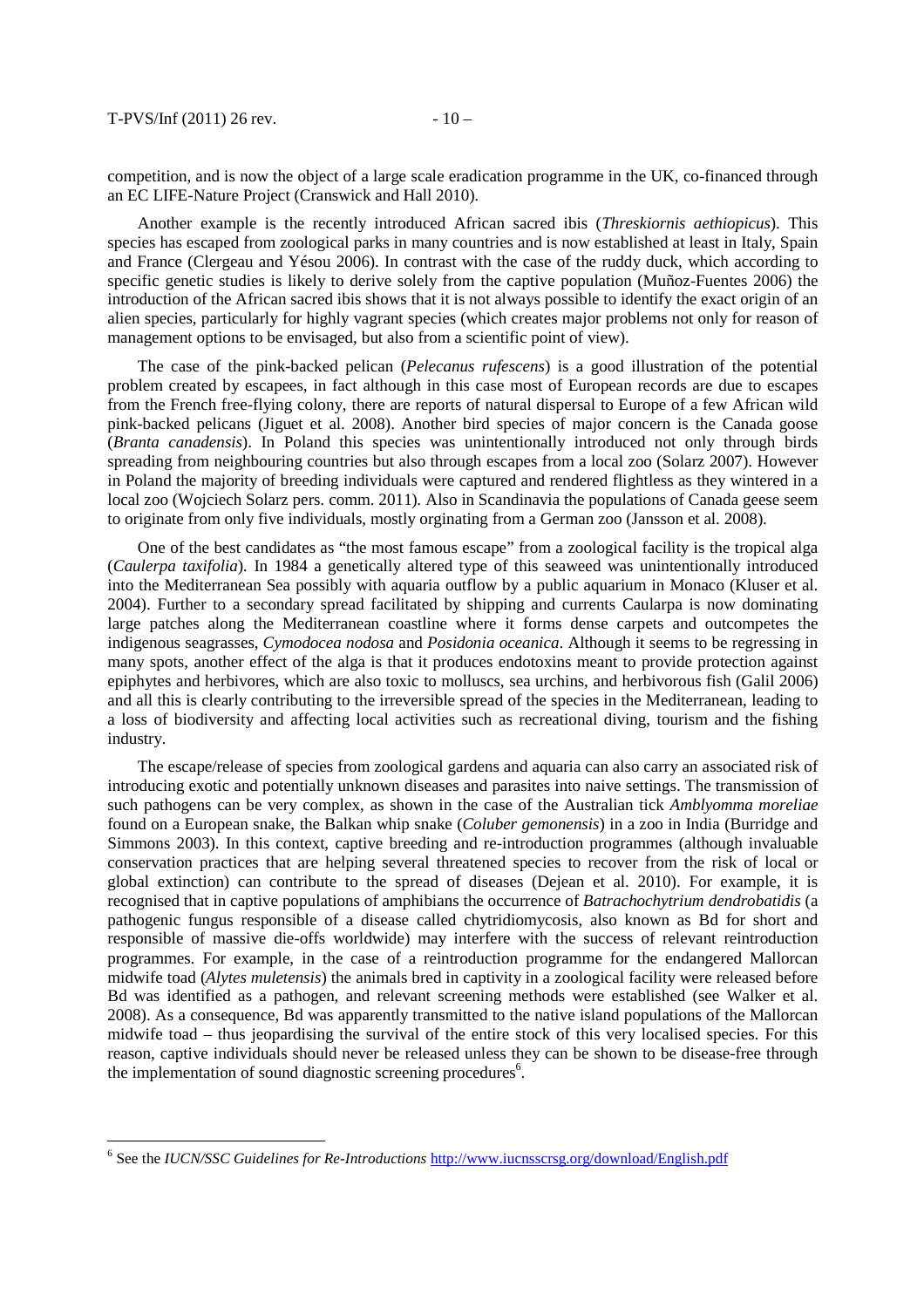competition, and is now the object of a large scale eradication programme in the UK, co-financed through an EC LIFE-Nature Project (Cranswick and Hall 2010).

Another example is the recently introduced African sacred ibis (*Threskiornis aethiopicus*). This species has escaped from zoological parks in many countries and is now established at least in Italy, Spain and France (Clergeau and Yésou 2006). In contrast with the case of the ruddy duck, which according to specific genetic studies is likely to derive solely from the captive population (Muñoz-Fuentes 2006) the introduction of the African sacred ibis shows that it is not always possible to identify the exact origin of an alien species, particularly for highly vagrant species (which creates major problems not only for reason of management options to be envisaged, but also from a scientific point of view).

The case of the pink-backed pelican (*Pelecanus rufescens*) is a good illustration of the potential problem created by escapees, in fact although in this case most of European records are due to escapes from the French free-flying colony, there are reports of natural dispersal to Europe of a few African wild pink-backed pelicans (Jiguet et al. 2008). Another bird species of major concern is the Canada goose (*Branta canadensis*). In Poland this species was unintentionally introduced not only through birds spreading from neighbouring countries but also through escapes from a local zoo (Solarz 2007). However in Poland the majority of breeding individuals were captured and rendered flightless as they wintered in a local zoo (Wojciech Solarz pers. comm. 2011). Also in Scandinavia the populations of Canada geese seem to originate from only five individuals, mostly orginating from a German zoo (Jansson et al. 2008).

One of the best candidates as "the most famous escape" from a zoological facility is the tropical alga (*Caulerpa taxifolia*). In 1984 a genetically altered type of this seaweed was unintentionally introduced into the Mediterranean Sea possibly with aquaria outflow by a public aquarium in Monaco (Kluser et al. 2004). Further to a secondary spread facilitated by shipping and currents Caularpa is now dominating large patches along the Mediterranean coastline where it forms dense carpets and outcompetes the indigenous seagrasses, *Cymodocea nodosa* and *Posidonia oceanica*. Although it seems to be regressing in many spots, another effect of the alga is that it produces endotoxins meant to provide protection against epiphytes and herbivores, which are also toxic to molluscs, sea urchins, and herbivorous fish (Galil 2006) and all this is clearly contributing to the irreversible spread of the species in the Mediterranean, leading to a loss of biodiversity and affecting local activities such as recreational diving, tourism and the fishing industry.

The escape/release of species from zoological gardens and aquaria can also carry an associated risk of introducing exotic and potentially unknown diseases and parasites into naive settings. The transmission of such pathogens can be very complex, as shown in the case of the Australian tick *Amblyomma moreliae* found on a European snake, the Balkan whip snake (*Coluber gemonensis*) in a zoo in India (Burridge and Simmons 2003). In this context, captive breeding and re-introduction programmes (although invaluable conservation practices that are helping several threatened species to recover from the risk of local or global extinction) can contribute to the spread of diseases (Dejean et al. 2010). For example, it is recognised that in captive populations of amphibians the occurrence of *Batrachochytrium dendrobatidis* (a pathogenic fungus responsible of a disease called chytridiomycosis, also known as Bd for short and responsible of massive die-offs worldwide) may interfere with the success of relevant reintroduction programmes. For example, in the case of a reintroduction programme for the endangered Mallorcan midwife toad (*Alytes muletensis*) the animals bred in captivity in a zoological facility were released before Bd was identified as a pathogen, and relevant screening methods were established (see Walker et al. 2008). As a consequence, Bd was apparently transmitted to the native island populations of the Mallorcan midwife toad – thus jeopardising the survival of the entire stock of this very localised species. For this reason, captive individuals should never be released unless they can be shown to be disease-free through the implementation of sound diagnostic screening procedures[6].

[6] See the *IUCN/SSC Guidelines for Re-Introductions* http://www.iucnsscrsg.org/download/English.pdf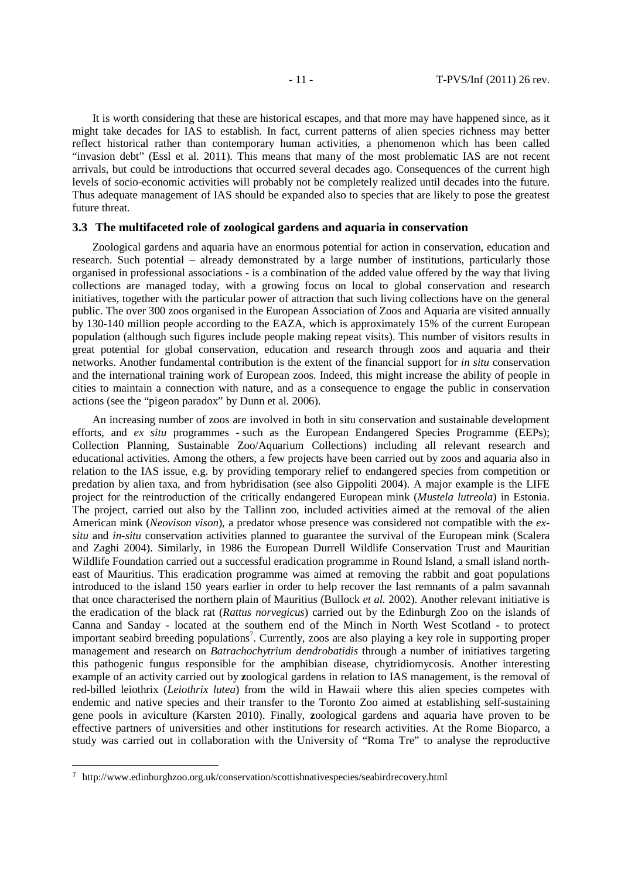It is worth considering that these are historical escapes, and that more may have happened since, as it might take decades for IAS to establish. In fact, current patterns of alien species richness may better reflect historical rather than contemporary human activities, a phenomenon which has been called "invasion debt" (Essl et al. 2011). This means that many of the most problematic IAS are not recent arrivals, but could be introductions that occurred several decades ago. Consequences of the current high levels of socio-economic activities will probably not be completely realized until decades into the future. Thus adequate management of IAS should be expanded also to species that are likely to pose the greatest future threat.

### 3.3 The multifaceted role of zoological gardens and aquaria in conservation

Zoological gardens and aquaria have an enormous potential for action in conservation, education and research. Such potential – already demonstrated by a large number of institutions, particularly those organised in professional associations - is a combination of the added value offered by the way that living collections are managed today, with a growing focus on local to global conservation and research initiatives, together with the particular power of attraction that such living collections have on the general public. The over 300 zoos organised in the European Association of Zoos and Aquaria are visited annually by 130-140 million people according to the EAZA, which is approximately 15% of the current European population (although such figures include people making repeat visits). This number of visitors results in great potential for global conservation, education and research through zoos and aquaria and their networks. Another fundamental contribution is the extent of the financial support for *in situ* conservation and the international training work of European zoos. Indeed, this might increase the ability of people in cities to maintain a connection with nature, and as a consequence to engage the public in conservation actions (see the "pigeon paradox" by Dunn et al. 2006).

An increasing number of zoos are involved in both in situ conservation and sustainable development efforts, and *ex situ* programmes - such as the European Endangered Species Programme (EEPs); Collection Planning, Sustainable Zoo/Aquarium Collections) including all relevant research and educational activities. Among the others, a few projects have been carried out by zoos and aquaria also in relation to the IAS issue, e.g. by providing temporary relief to endangered species from competition or predation by alien taxa, and from hybridisation (see also Gippoliti 2004). A major example is the LIFE project for the reintroduction of the critically endangered European mink (*Mustela lutreola*) in Estonia. The project, carried out also by the Tallinn zoo, included activities aimed at the removal of the alien American mink (*Neovison vison*), a predator whose presence was considered not compatible with the *ex-situ* and *in-situ* conservation activities planned to guarantee the survival of the European mink (Scalera and Zaghi 2004). Similarly, in 1986 the European Durrell Wildlife Conservation Trust and Mauritian Wildlife Foundation carried out a successful eradication programme in Round Island, a small island north-east of Mauritius. This eradication programme was aimed at removing the rabbit and goat populations introduced to the island 150 years earlier in order to help recover the last remnants of a palm savannah that once characterised the northern plain of Mauritius (Bullock *et al.* 2002). Another relevant initiative is the eradication of the black rat (*Rattus norvegicus*) carried out by the Edinburgh Zoo on the islands of Canna and Sanday - located at the southern end of the Minch in North West Scotland - to protect important seabird breeding populations[7]. Currently, zoos are also playing a key role in supporting proper management and research on *Batrachochytrium dendrobatidis* through a number of initiatives targeting this pathogenic fungus responsible for the amphibian disease, chytridiomycosis. Another interesting example of an activity carried out by **z**oological gardens in relation to IAS management, is the removal of red-billed leiothrix (*Leiothrix lutea*) from the wild in Hawaii where this alien species competes with endemic and native species and their transfer to the Toronto Zoo aimed at establishing self-sustaining gene pools in aviculture (Karsten 2010). Finally, **z**oological gardens and aquaria have proven to be effective partners of universities and other institutions for research activities. At the Rome Bioparco, a study was carried out in collaboration with the University of "Roma Tre" to analyse the reproductive

[7] http://www.edinburghzoo.org.uk/conservation/scottishnativespecies/seabirdrecovery.html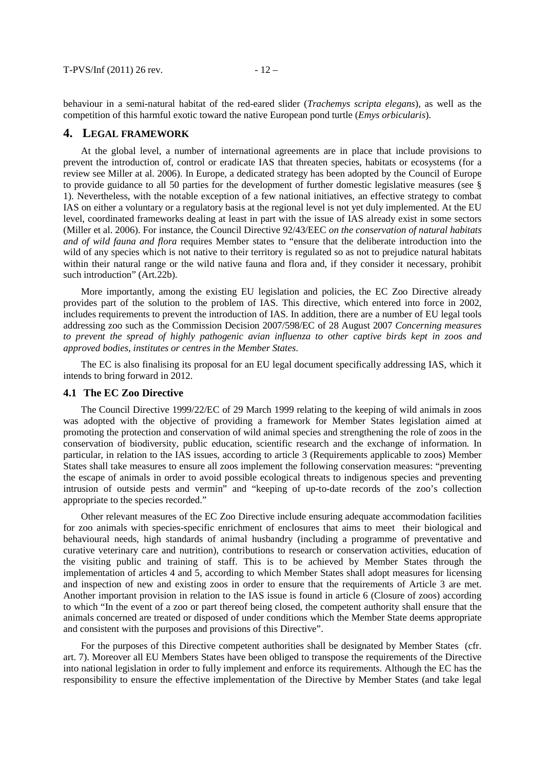behaviour in a semi-natural habitat of the red-eared slider (*Trachemys scripta elegans*), as well as the competition of this harmful exotic toward the native European pond turtle (*Emys orbicularis*).

# 4. LEGAL FRAMEWORK

At the global level, a number of international agreements are in place that include provisions to prevent the introduction of, control or eradicate IAS that threaten species, habitats or ecosystems (for a review see Miller at al. 2006). In Europe, a dedicated strategy has been adopted by the Council of Europe to provide guidance to all 50 parties for the development of further domestic legislative measures (see § 1). Nevertheless, with the notable exception of a few national initiatives, an effective strategy to combat IAS on either a voluntary or a regulatory basis at the regional level is not yet duly implemented. At the EU level, coordinated frameworks dealing at least in part with the issue of IAS already exist in some sectors (Miller et al. 2006). For instance, the Council Directive 92/43/EEC *on the conservation of natural habitats and of wild fauna and flora* requires Member states to "ensure that the deliberate introduction into the wild of any species which is not native to their territory is regulated so as not to prejudice natural habitats within their natural range or the wild native fauna and flora and, if they consider it necessary, prohibit such introduction" (Art.22b).

More importantly, among the existing EU legislation and policies, the EC Zoo Directive already provides part of the solution to the problem of IAS. This directive, which entered into force in 2002, includes requirements to prevent the introduction of IAS. In addition, there are a number of EU legal tools addressing zoo such as the Commission Decision 2007/598/EC of 28 August 2007 *Concerning measures to prevent the spread of highly pathogenic avian influenza to other captive birds kept in zoos and approved bodies, institutes or centres in the Member States*.

The EC is also finalising its proposal for an EU legal document specifically addressing IAS, which it intends to bring forward in 2012.

## 4.1 The EC Zoo Directive

The Council Directive 1999/22/EC of 29 March 1999 relating to the keeping of wild animals in zoos was adopted with the objective of providing a framework for Member States legislation aimed at promoting the protection and conservation of wild animal species and strengthening the role of zoos in the conservation of biodiversity, public education, scientific research and the exchange of information. In particular, in relation to the IAS issues, according to article 3 (Requirements applicable to zoos) Member States shall take measures to ensure all zoos implement the following conservation measures: "preventing the escape of animals in order to avoid possible ecological threats to indigenous species and preventing intrusion of outside pests and vermin" and "keeping of up-to-date records of the zoo's collection appropriate to the species recorded."

Other relevant measures of the EC Zoo Directive include ensuring adequate accommodation facilities for zoo animals with species-specific enrichment of enclosures that aims to meet their biological and behavioural needs, high standards of animal husbandry (including a programme of preventative and curative veterinary care and nutrition), contributions to research or conservation activities, education of the visiting public and training of staff. This is to be achieved by Member States through the implementation of articles 4 and 5, according to which Member States shall adopt measures for licensing and inspection of new and existing zoos in order to ensure that the requirements of Article 3 are met. Another important provision in relation to the IAS issue is found in article 6 (Closure of zoos) according to which "In the event of a zoo or part thereof being closed, the competent authority shall ensure that the animals concerned are treated or disposed of under conditions which the Member State deems appropriate and consistent with the purposes and provisions of this Directive".

For the purposes of this Directive competent authorities shall be designated by Member States (cfr. art. 7). Moreover all EU Members States have been obliged to transpose the requirements of the Directive into national legislation in order to fully implement and enforce its requirements. Although the EC has the responsibility to ensure the effective implementation of the Directive by Member States (and take legal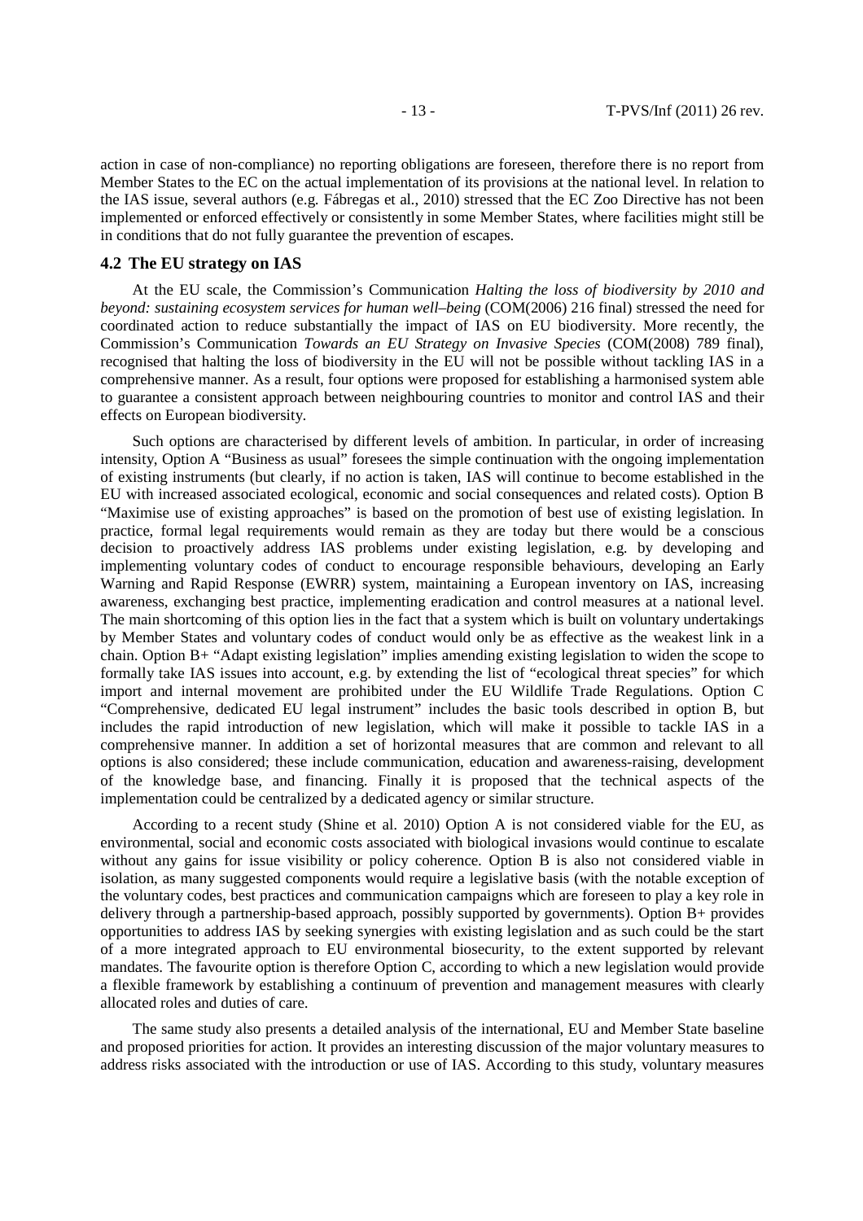action in case of non-compliance) no reporting obligations are foreseen, therefore there is no report from Member States to the EC on the actual implementation of its provisions at the national level. In relation to the IAS issue, several authors (e.g. Fábregas et al., 2010) stressed that the EC Zoo Directive has not been implemented or enforced effectively or consistently in some Member States, where facilities might still be in conditions that do not fully guarantee the prevention of escapes.

## 4.2 The EU strategy on IAS

At the EU scale, the Commission's Communication *Halting the loss of biodiversity by 2010 and beyond: sustaining ecosystem services for human well–being* (COM(2006) 216 final) stressed the need for coordinated action to reduce substantially the impact of IAS on EU biodiversity. More recently, the Commission's Communication *Towards an EU Strategy on Invasive Species* (COM(2008) 789 final), recognised that halting the loss of biodiversity in the EU will not be possible without tackling IAS in a comprehensive manner. As a result, four options were proposed for establishing a harmonised system able to guarantee a consistent approach between neighbouring countries to monitor and control IAS and their effects on European biodiversity.

Such options are characterised by different levels of ambition. In particular, in order of increasing intensity, Option A "Business as usual" foresees the simple continuation with the ongoing implementation of existing instruments (but clearly, if no action is taken, IAS will continue to become established in the EU with increased associated ecological, economic and social consequences and related costs). Option B "Maximise use of existing approaches" is based on the promotion of best use of existing legislation. In practice, formal legal requirements would remain as they are today but there would be a conscious decision to proactively address IAS problems under existing legislation, e.g. by developing and implementing voluntary codes of conduct to encourage responsible behaviours, developing an Early Warning and Rapid Response (EWRR) system, maintaining a European inventory on IAS, increasing awareness, exchanging best practice, implementing eradication and control measures at a national level. The main shortcoming of this option lies in the fact that a system which is built on voluntary undertakings by Member States and voluntary codes of conduct would only be as effective as the weakest link in a chain. Option B+ "Adapt existing legislation" implies amending existing legislation to widen the scope to formally take IAS issues into account, e.g. by extending the list of "ecological threat species" for which import and internal movement are prohibited under the EU Wildlife Trade Regulations. Option C "Comprehensive, dedicated EU legal instrument" includes the basic tools described in option B, but includes the rapid introduction of new legislation, which will make it possible to tackle IAS in a comprehensive manner. In addition a set of horizontal measures that are common and relevant to all options is also considered; these include communication, education and awareness-raising, development of the knowledge base, and financing. Finally it is proposed that the technical aspects of the implementation could be centralized by a dedicated agency or similar structure.

According to a recent study (Shine et al. 2010) Option A is not considered viable for the EU, as environmental, social and economic costs associated with biological invasions would continue to escalate without any gains for issue visibility or policy coherence. Option B is also not considered viable in isolation, as many suggested components would require a legislative basis (with the notable exception of the voluntary codes, best practices and communication campaigns which are foreseen to play a key role in delivery through a partnership-based approach, possibly supported by governments). Option B+ provides opportunities to address IAS by seeking synergies with existing legislation and as such could be the start of a more integrated approach to EU environmental biosecurity, to the extent supported by relevant mandates. The favourite option is therefore Option C, according to which a new legislation would provide a flexible framework by establishing a continuum of prevention and management measures with clearly allocated roles and duties of care.

The same study also presents a detailed analysis of the international, EU and Member State baseline and proposed priorities for action. It provides an interesting discussion of the major voluntary measures to address risks associated with the introduction or use of IAS. According to this study, voluntary measures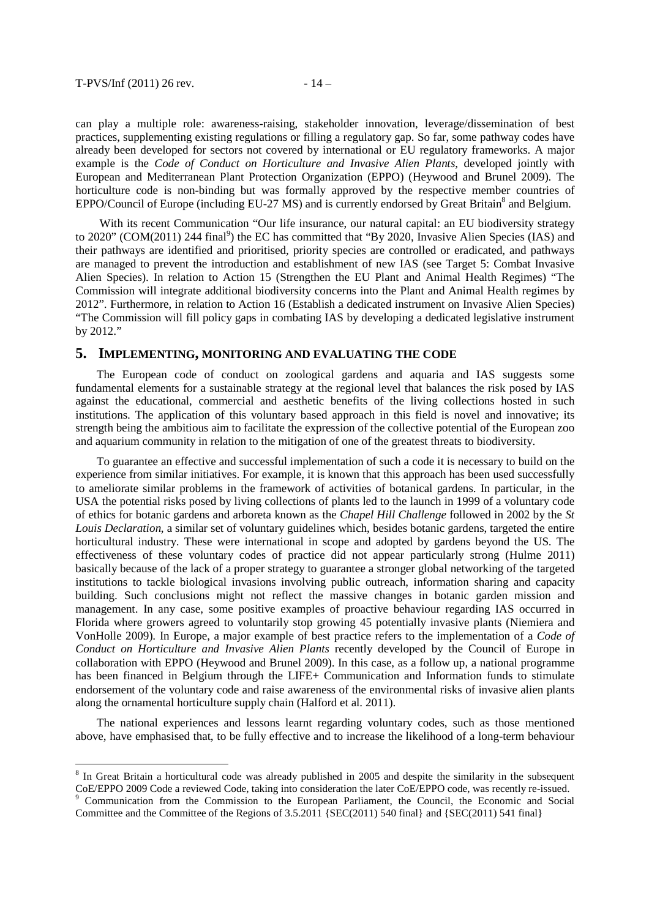can play a multiple role: awareness-raising, stakeholder innovation, leverage/dissemination of best practices, supplementing existing regulations or filling a regulatory gap. So far, some pathway codes have already been developed for sectors not covered by international or EU regulatory frameworks. A major example is the *Code of Conduct on Horticulture and Invasive Alien Plants*, developed jointly with European and Mediterranean Plant Protection Organization (EPPO) (Heywood and Brunel 2009). The horticulture code is non-binding but was formally approved by the respective member countries of EPPO/Council of Europe (including EU-27 MS) and is currently endorsed by Great Britain[8] and Belgium.

With its recent Communication "Our life insurance, our natural capital: an EU biodiversity strategy to 2020" (COM(2011) 244 final[9]) the EC has committed that "By 2020, Invasive Alien Species (IAS) and their pathways are identified and prioritised, priority species are controlled or eradicated, and pathways are managed to prevent the introduction and establishment of new IAS (see Target 5: Combat Invasive Alien Species). In relation to Action 15 (Strengthen the EU Plant and Animal Health Regimes) "The Commission will integrate additional biodiversity concerns into the Plant and Animal Health regimes by 2012". Furthermore, in relation to Action 16 (Establish a dedicated instrument on Invasive Alien Species) "The Commission will fill policy gaps in combating IAS by developing a dedicated legislative instrument by 2012."

## 5. Implementing, monitoring and evaluating the code

The European code of conduct on zoological gardens and aquaria and IAS suggests some fundamental elements for a sustainable strategy at the regional level that balances the risk posed by IAS against the educational, commercial and aesthetic benefits of the living collections hosted in such institutions. The application of this voluntary based approach in this field is novel and innovative; its strength being the ambitious aim to facilitate the expression of the collective potential of the European zoo and aquarium community in relation to the mitigation of one of the greatest threats to biodiversity.

To guarantee an effective and successful implementation of such a code it is necessary to build on the experience from similar initiatives. For example, it is known that this approach has been used successfully to ameliorate similar problems in the framework of activities of botanical gardens. In particular, in the USA the potential risks posed by living collections of plants led to the launch in 1999 of a voluntary code of ethics for botanic gardens and arboreta known as the *Chapel Hill Challenge* followed in 2002 by the *St Louis Declaration*, a similar set of voluntary guidelines which, besides botanic gardens, targeted the entire horticultural industry. These were international in scope and adopted by gardens beyond the US. The effectiveness of these voluntary codes of practice did not appear particularly strong (Hulme 2011) basically because of the lack of a proper strategy to guarantee a stronger global networking of the targeted institutions to tackle biological invasions involving public outreach, information sharing and capacity building. Such conclusions might not reflect the massive changes in botanic garden mission and management. In any case, some positive examples of proactive behaviour regarding IAS occurred in Florida where growers agreed to voluntarily stop growing 45 potentially invasive plants (Niemiera and VonHolle 2009). In Europe, a major example of best practice refers to the implementation of a *Code of Conduct on Horticulture and Invasive Alien Plants* recently developed by the Council of Europe in collaboration with EPPO (Heywood and Brunel 2009). In this case, as a follow up, a national programme has been financed in Belgium through the LIFE+ Communication and Information funds to stimulate endorsement of the voluntary code and raise awareness of the environmental risks of invasive alien plants along the ornamental horticulture supply chain (Halford et al. 2011).

The national experiences and lessons learnt regarding voluntary codes, such as those mentioned above, have emphasised that, to be fully effective and to increase the likelihood of a long-term behaviour

---

[8] In Great Britain a horticultural code was already published in 2005 and despite the similarity in the subsequent CoE/EPPO 2009 Code a reviewed Code, taking into consideration the later CoE/EPPO code, was recently re-issued.

[9] Communication from the Commission to the European Parliament, the Council, the Economic and Social Committee and the Committee of the Regions of 3.5.2011 {SEC(2011) 540 final} and {SEC(2011) 541 final}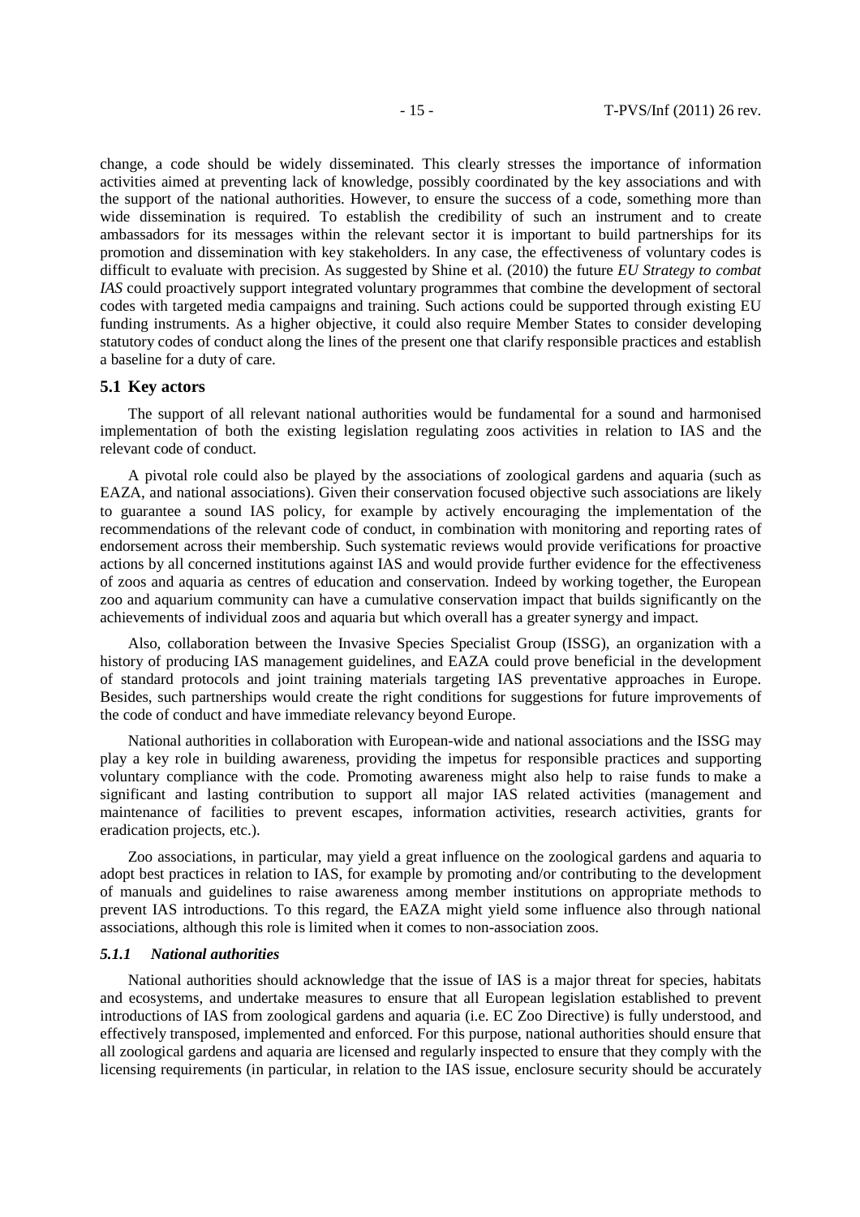change, a code should be widely disseminated. This clearly stresses the importance of information activities aimed at preventing lack of knowledge, possibly coordinated by the key associations and with the support of the national authorities. However, to ensure the success of a code, something more than wide dissemination is required. To establish the credibility of such an instrument and to create ambassadors for its messages within the relevant sector it is important to build partnerships for its promotion and dissemination with key stakeholders. In any case, the effectiveness of voluntary codes is difficult to evaluate with precision. As suggested by Shine et al. (2010) the future *EU Strategy to combat IAS* could proactively support integrated voluntary programmes that combine the development of sectoral codes with targeted media campaigns and training. Such actions could be supported through existing EU funding instruments. As a higher objective, it could also require Member States to consider developing statutory codes of conduct along the lines of the present one that clarify responsible practices and establish a baseline for a duty of care.

## 5.1 Key actors

The support of all relevant national authorities would be fundamental for a sound and harmonised implementation of both the existing legislation regulating zoos activities in relation to IAS and the relevant code of conduct.

A pivotal role could also be played by the associations of zoological gardens and aquaria (such as EAZA, and national associations). Given their conservation focused objective such associations are likely to guarantee a sound IAS policy, for example by actively encouraging the implementation of the recommendations of the relevant code of conduct, in combination with monitoring and reporting rates of endorsement across their membership. Such systematic reviews would provide verifications for proactive actions by all concerned institutions against IAS and would provide further evidence for the effectiveness of zoos and aquaria as centres of education and conservation. Indeed by working together, the European zoo and aquarium community can have a cumulative conservation impact that builds significantly on the achievements of individual zoos and aquaria but which overall has a greater synergy and impact.

Also, collaboration between the Invasive Species Specialist Group (ISSG), an organization with a history of producing IAS management guidelines, and EAZA could prove beneficial in the development of standard protocols and joint training materials targeting IAS preventative approaches in Europe. Besides, such partnerships would create the right conditions for suggestions for future improvements of the code of conduct and have immediate relevancy beyond Europe.

National authorities in collaboration with European-wide and national associations and the ISSG may play a key role in building awareness, providing the impetus for responsible practices and supporting voluntary compliance with the code. Promoting awareness might also help to raise funds to make a significant and lasting contribution to support all major IAS related activities (management and maintenance of facilities to prevent escapes, information activities, research activities, grants for eradication projects, etc.).

Zoo associations, in particular, may yield a great influence on the zoological gardens and aquaria to adopt best practices in relation to IAS, for example by promoting and/or contributing to the development of manuals and guidelines to raise awareness among member institutions on appropriate methods to prevent IAS introductions. To this regard, the EAZA might yield some influence also through national associations, although this role is limited when it comes to non-association zoos.

### *5.1.1 National authorities*

National authorities should acknowledge that the issue of IAS is a major threat for species, habitats and ecosystems, and undertake measures to ensure that all European legislation established to prevent introductions of IAS from zoological gardens and aquaria (i.e. EC Zoo Directive) is fully understood, and effectively transposed, implemented and enforced. For this purpose, national authorities should ensure that all zoological gardens and aquaria are licensed and regularly inspected to ensure that they comply with the licensing requirements (in particular, in relation to the IAS issue, enclosure security should be accurately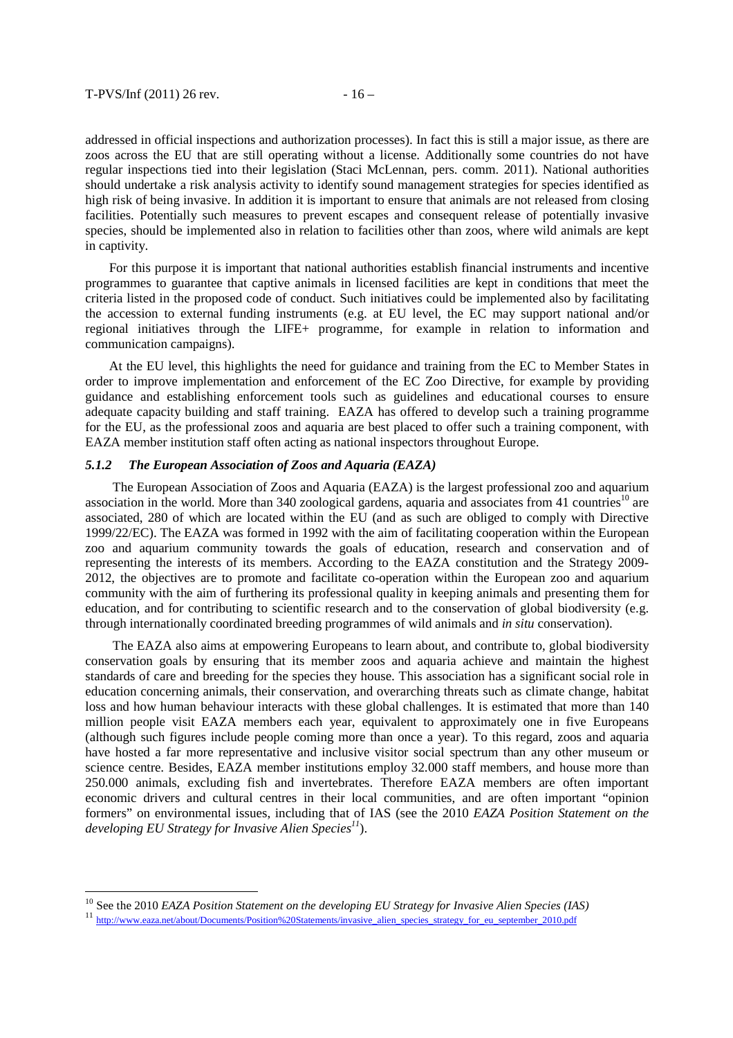addressed in official inspections and authorization processes). In fact this is still a major issue, as there are zoos across the EU that are still operating without a license. Additionally some countries do not have regular inspections tied into their legislation (Staci McLennan, pers. comm. 2011). National authorities should undertake a risk analysis activity to identify sound management strategies for species identified as high risk of being invasive. In addition it is important to ensure that animals are not released from closing facilities. Potentially such measures to prevent escapes and consequent release of potentially invasive species, should be implemented also in relation to facilities other than zoos, where wild animals are kept in captivity.

For this purpose it is important that national authorities establish financial instruments and incentive programmes to guarantee that captive animals in licensed facilities are kept in conditions that meet the criteria listed in the proposed code of conduct. Such initiatives could be implemented also by facilitating the accession to external funding instruments (e.g. at EU level, the EC may support national and/or regional initiatives through the LIFE+ programme, for example in relation to information and communication campaigns).

At the EU level, this highlights the need for guidance and training from the EC to Member States in order to improve implementation and enforcement of the EC Zoo Directive, for example by providing guidance and establishing enforcement tools such as guidelines and educational courses to ensure adequate capacity building and staff training. EAZA has offered to develop such a training programme for the EU, as the professional zoos and aquaria are best placed to offer such a training component, with EAZA member institution staff often acting as national inspectors throughout Europe.

### *5.1.2 The European Association of Zoos and Aquaria (EAZA)*

The European Association of Zoos and Aquaria (EAZA) is the largest professional zoo and aquarium association in the world. More than 340 zoological gardens, aquaria and associates from 41 countries[10] are associated, 280 of which are located within the EU (and as such are obliged to comply with Directive 1999/22/EC). The EAZA was formed in 1992 with the aim of facilitating cooperation within the European zoo and aquarium community towards the goals of education, research and conservation and of representing the interests of its members. According to the EAZA constitution and the Strategy 2009-2012, the objectives are to promote and facilitate co-operation within the European zoo and aquarium community with the aim of furthering its professional quality in keeping animals and presenting them for education, and for contributing to scientific research and to the conservation of global biodiversity (e.g. through internationally coordinated breeding programmes of wild animals and *in situ* conservation).

The EAZA also aims at empowering Europeans to learn about, and contribute to, global biodiversity conservation goals by ensuring that its member zoos and aquaria achieve and maintain the highest standards of care and breeding for the species they house. This association has a significant social role in education concerning animals, their conservation, and overarching threats such as climate change, habitat loss and how human behaviour interacts with these global challenges. It is estimated that more than 140 million people visit EAZA members each year, equivalent to approximately one in five Europeans (although such figures include people coming more than once a year). To this regard, zoos and aquaria have hosted a far more representative and inclusive visitor social spectrum than any other museum or science centre. Besides, EAZA member institutions employ 32.000 staff members, and house more than 250.000 animals, excluding fish and invertebrates. Therefore EAZA members are often important economic drivers and cultural centres in their local communities, and are often important "opinion formers" on environmental issues, including that of IAS (see the 2010 *EAZA Position Statement on the developing EU Strategy for Invasive Alien Species*[11]).

---

[10] See the 2010 *EAZA Position Statement on the developing EU Strategy for Invasive Alien Species (IAS)*

[11] http://www.eaza.net/about/Documents/Position%20Statements/invasive_alien_species_strategy_for_eu_september_2010.pdf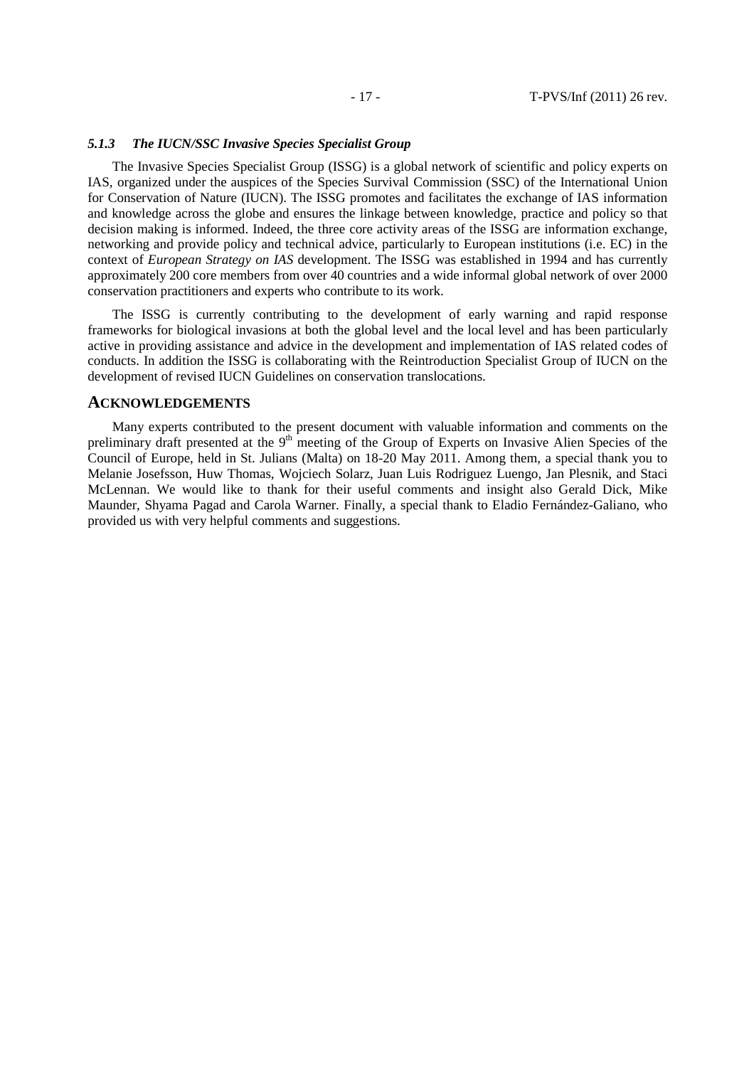### *5.1.3 The IUCN/SSC Invasive Species Specialist Group*

The Invasive Species Specialist Group (ISSG) is a global network of scientific and policy experts on IAS, organized under the auspices of the Species Survival Commission (SSC) of the International Union for Conservation of Nature (IUCN). The ISSG promotes and facilitates the exchange of IAS information and knowledge across the globe and ensures the linkage between knowledge, practice and policy so that decision making is informed. Indeed, the three core activity areas of the ISSG are information exchange, networking and provide policy and technical advice, particularly to European institutions (i.e. EC) in the context of *European Strategy on IAS* development. The ISSG was established in 1994 and has currently approximately 200 core members from over 40 countries and a wide informal global network of over 2000 conservation practitioners and experts who contribute to its work.

The ISSG is currently contributing to the development of early warning and rapid response frameworks for biological invasions at both the global level and the local level and has been particularly active in providing assistance and advice in the development and implementation of IAS related codes of conducts. In addition the ISSG is collaborating with the Reintroduction Specialist Group of IUCN on the development of revised IUCN Guidelines on conservation translocations.

## ACKNOWLEDGEMENTS

Many experts contributed to the present document with valuable information and comments on the preliminary draft presented at the 9th meeting of the Group of Experts on Invasive Alien Species of the Council of Europe, held in St. Julians (Malta) on 18-20 May 2011. Among them, a special thank you to Melanie Josefsson, Huw Thomas, Wojciech Solarz, Juan Luis Rodriguez Luengo, Jan Plesnik, and Staci McLennan. We would like to thank for their useful comments and insight also Gerald Dick, Mike Maunder, Shyama Pagad and Carola Warner. Finally, a special thank to Eladio Fernández-Galiano, who provided us with very helpful comments and suggestions.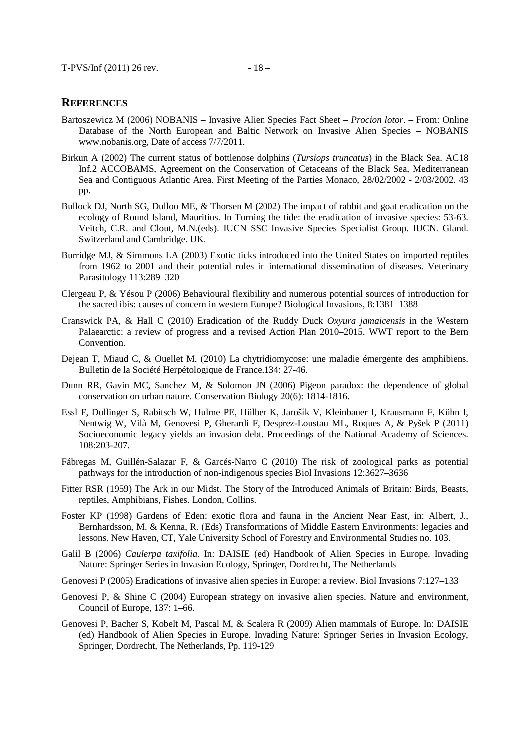## REFERENCES

Bartoszewicz M (2006) NOBANIS – Invasive Alien Species Fact Sheet – *Procion lotor*. – From: Online Database of the North European and Baltic Network on Invasive Alien Species – NOBANIS www.nobanis.org, Date of access 7/7/2011.

Birkun A (2002) The current status of bottlenose dolphins (*Tursiops truncatus*) in the Black Sea. AC18 Inf.2 ACCOBAMS, Agreement on the Conservation of Cetaceans of the Black Sea, Mediterranean Sea and Contiguous Atlantic Area. First Meeting of the Parties Monaco, 28/02/2002 - 2/03/2002. 43 pp.

Bullock DJ, North SG, Dulloo ME, & Thorsen M (2002) The impact of rabbit and goat eradication on the ecology of Round Island, Mauritius. In Turning the tide: the eradication of invasive species: 53-63. Veitch, C.R. and Clout, M.N.(eds). IUCN SSC Invasive Species Specialist Group. IUCN. Gland. Switzerland and Cambridge. UK.

Burridge MJ, & Simmons LA (2003) Exotic ticks introduced into the United States on imported reptiles from 1962 to 2001 and their potential roles in international dissemination of diseases. Veterinary Parasitology 113:289–320

Clergeau P, & Yésou P (2006) Behavioural flexibility and numerous potential sources of introduction for the sacred ibis: causes of concern in western Europe? Biological Invasions, 8:1381–1388

Cranswick PA, & Hall C (2010) Eradication of the Ruddy Duck *Oxyura jamaicensis* in the Western Palaearctic: a review of progress and a revised Action Plan 2010–2015. WWT report to the Bern Convention.

Dejean T, Miaud C, & Ouellet M. (2010) La chytridiomycose: une maladie émergente des amphibiens. Bulletin de la Société Herpétologique de France.134: 27-46.

Dunn RR, Gavin MC, Sanchez M, & Solomon JN (2006) Pigeon paradox: the dependence of global conservation on urban nature. Conservation Biology 20(6): 1814-1816.

Essl F, Dullinger S, Rabitsch W, Hulme PE, Hülber K, Jarošík V, Kleinbauer I, Krausmann F, Kühn I, Nentwig W, Vilà M, Genovesi P, Gherardi F, Desprez-Loustau ML, Roques A, & Pyšek P (2011) Socioeconomic legacy yields an invasion debt. Proceedings of the National Academy of Sciences. 108:203-207.

Fábregas M, Guillén-Salazar F, & Garcés-Narro C (2010) The risk of zoological parks as potential pathways for the introduction of non-indigenous species Biol Invasions 12:3627–3636

Fitter RSR (1959) The Ark in our Midst. The Story of the Introduced Animals of Britain: Birds, Beasts, reptiles, Amphibians, Fishes. London, Collins.

Foster KP (1998) Gardens of Eden: exotic flora and fauna in the Ancient Near East, in: Albert, J., Bernhardsson, M. & Kenna, R. (Eds) Transformations of Middle Eastern Environments: legacies and lessons. New Haven, CT, Yale University School of Forestry and Environmental Studies no. 103.

Galil B (2006) *Caulerpa taxifolia*. In: DAISIE (ed) Handbook of Alien Species in Europe. Invading Nature: Springer Series in Invasion Ecology, Springer, Dordrecht, The Netherlands

Genovesi P (2005) Eradications of invasive alien species in Europe: a review. Biol Invasions 7:127–133

Genovesi P, & Shine C (2004) European strategy on invasive alien species. Nature and environment, Council of Europe, 137: 1–66.

Genovesi P, Bacher S, Kobelt M, Pascal M, & Scalera R (2009) Alien mammals of Europe. In: DAISIE (ed) Handbook of Alien Species in Europe. Invading Nature: Springer Series in Invasion Ecology, Springer, Dordrecht, The Netherlands, Pp. 119-129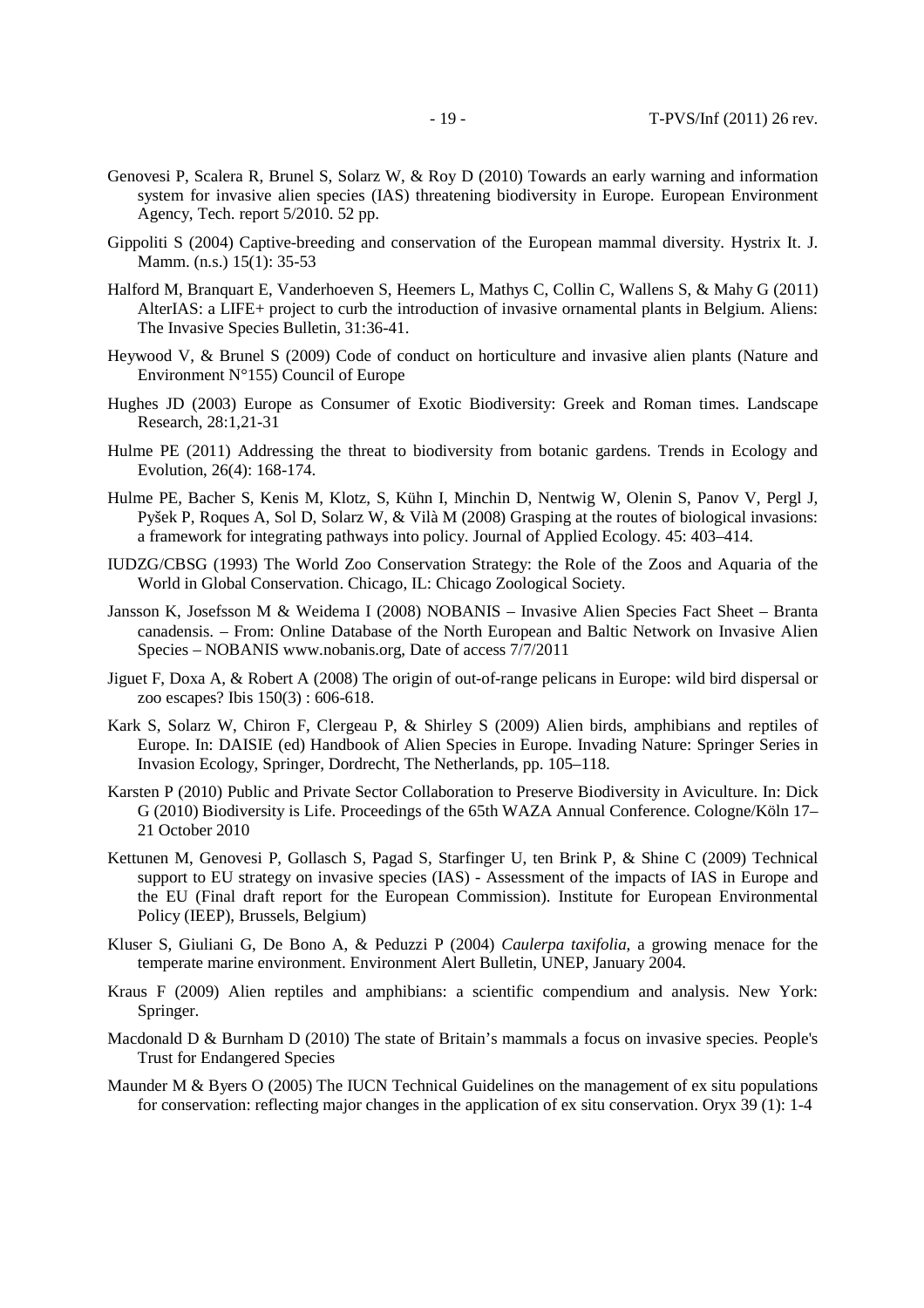Genovesi P, Scalera R, Brunel S, Solarz W, & Roy D (2010) Towards an early warning and information system for invasive alien species (IAS) threatening biodiversity in Europe. European Environment Agency, Tech. report 5/2010. 52 pp.

Gippoliti S (2004) Captive-breeding and conservation of the European mammal diversity. Hystrix It. J. Mamm. (n.s.) 15(1): 35-53

Halford M, Branquart E, Vanderhoeven S, Heemers L, Mathys C, Collin C, Wallens S, & Mahy G (2011) AlterIAS: a LIFE+ project to curb the introduction of invasive ornamental plants in Belgium. Aliens: The Invasive Species Bulletin, 31:36-41.

Heywood V, & Brunel S (2009) Code of conduct on horticulture and invasive alien plants (Nature and Environment N°155) Council of Europe

Hughes JD (2003) Europe as Consumer of Exotic Biodiversity: Greek and Roman times. Landscape Research, 28:1,21-31

Hulme PE (2011) Addressing the threat to biodiversity from botanic gardens. Trends in Ecology and Evolution, 26(4): 168-174.

Hulme PE, Bacher S, Kenis M, Klotz, S, Kühn I, Minchin D, Nentwig W, Olenin S, Panov V, Pergl J, Pyšek P, Roques A, Sol D, Solarz W, & Vilà M (2008) Grasping at the routes of biological invasions: a framework for integrating pathways into policy. Journal of Applied Ecology. 45: 403–414.

IUDZG/CBSG (1993) The World Zoo Conservation Strategy: the Role of the Zoos and Aquaria of the World in Global Conservation. Chicago, IL: Chicago Zoological Society.

Jansson K, Josefsson M & Weidema I (2008) NOBANIS – Invasive Alien Species Fact Sheet – Branta canadensis. – From: Online Database of the North European and Baltic Network on Invasive Alien Species – NOBANIS www.nobanis.org, Date of access 7/7/2011

Jiguet F, Doxa A, & Robert A (2008) The origin of out-of-range pelicans in Europe: wild bird dispersal or zoo escapes? Ibis 150(3) : 606-618.

Kark S, Solarz W, Chiron F, Clergeau P, & Shirley S (2009) Alien birds, amphibians and reptiles of Europe. In: DAISIE (ed) Handbook of Alien Species in Europe. Invading Nature: Springer Series in Invasion Ecology, Springer, Dordrecht, The Netherlands, pp. 105–118.

Karsten P (2010) Public and Private Sector Collaboration to Preserve Biodiversity in Aviculture. In: Dick G (2010) Biodiversity is Life. Proceedings of the 65th WAZA Annual Conference. Cologne/Köln 17–21 October 2010

Kettunen M, Genovesi P, Gollasch S, Pagad S, Starfinger U, ten Brink P, & Shine C (2009) Technical support to EU strategy on invasive species (IAS) - Assessment of the impacts of IAS in Europe and the EU (Final draft report for the European Commission). Institute for European Environmental Policy (IEEP), Brussels, Belgium)

Kluser S, Giuliani G, De Bono A, & Peduzzi P (2004) *Caulerpa taxifolia*, a growing menace for the temperate marine environment. Environment Alert Bulletin, UNEP, January 2004.

Kraus F (2009) Alien reptiles and amphibians: a scientific compendium and analysis. New York: Springer.

Macdonald D & Burnham D (2010) The state of Britain's mammals a focus on invasive species. People's Trust for Endangered Species

Maunder M & Byers O (2005) The IUCN Technical Guidelines on the management of ex situ populations for conservation: reflecting major changes in the application of ex situ conservation. Oryx 39 (1): 1-4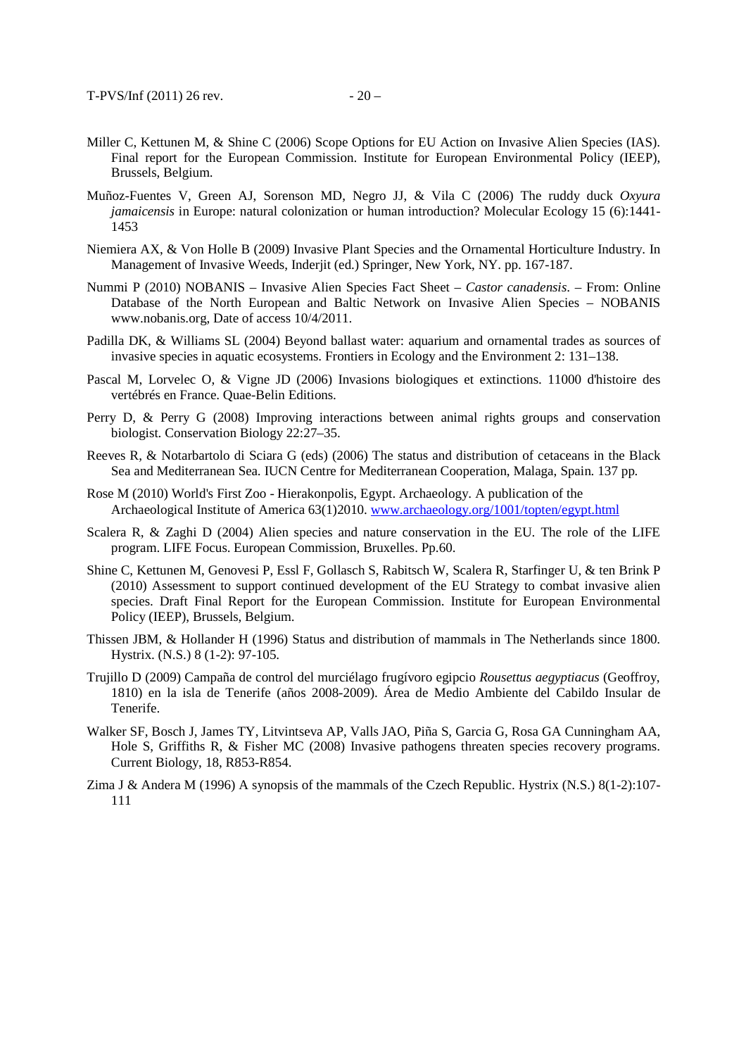Miller C, Kettunen M, & Shine C (2006) Scope Options for EU Action on Invasive Alien Species (IAS). Final report for the European Commission. Institute for European Environmental Policy (IEEP), Brussels, Belgium.

Muñoz-Fuentes V, Green AJ, Sorenson MD, Negro JJ, & Vila C (2006) The ruddy duck *Oxyura jamaicensis* in Europe: natural colonization or human introduction? Molecular Ecology 15 (6):1441-1453

Niemiera AX, & Von Holle B (2009) Invasive Plant Species and the Ornamental Horticulture Industry. In Management of Invasive Weeds, Inderjit (ed.) Springer, New York, NY. pp. 167-187.

Nummi P (2010) NOBANIS – Invasive Alien Species Fact Sheet – *Castor canadensis*. – From: Online Database of the North European and Baltic Network on Invasive Alien Species – NOBANIS www.nobanis.org, Date of access 10/4/2011.

Padilla DK, & Williams SL (2004) Beyond ballast water: aquarium and ornamental trades as sources of invasive species in aquatic ecosystems. Frontiers in Ecology and the Environment 2: 131–138.

Pascal M, Lorvelec O, & Vigne JD (2006) Invasions biologiques et extinctions. 11000 d'histoire des vertébrés en France. Quae-Belin Editions.

Perry D, & Perry G (2008) Improving interactions between animal rights groups and conservation biologist. Conservation Biology 22:27–35.

Reeves R, & Notarbartolo di Sciara G (eds) (2006) The status and distribution of cetaceans in the Black Sea and Mediterranean Sea. IUCN Centre for Mediterranean Cooperation, Malaga, Spain. 137 pp.

Rose M (2010) World's First Zoo - Hierakonpolis, Egypt. Archaeology. A publication of the Archaeological Institute of America 63(1)2010. [www.archaeology.org/1001/topten/egypt.html](www.archaeology.org/1001/topten/egypt.html)

Scalera R, & Zaghi D (2004) Alien species and nature conservation in the EU. The role of the LIFE program. LIFE Focus. European Commission, Bruxelles. Pp.60.

Shine C, Kettunen M, Genovesi P, Essl F, Gollasch S, Rabitsch W, Scalera R, Starfinger U, & ten Brink P (2010) Assessment to support continued development of the EU Strategy to combat invasive alien species. Draft Final Report for the European Commission. Institute for European Environmental Policy (IEEP), Brussels, Belgium.

Thissen JBM, & Hollander H (1996) Status and distribution of mammals in The Netherlands since 1800. Hystrix. (N.S.) 8 (1-2): 97-105.

Trujillo D (2009) Campaña de control del murciélago frugívoro egipcio *Rousettus aegyptiacus* (Geoffroy, 1810) en la isla de Tenerife (años 2008-2009). Área de Medio Ambiente del Cabildo Insular de Tenerife.

Walker SF, Bosch J, James TY, Litvintseva AP, Valls JAO, Piña S, Garcia G, Rosa GA Cunningham AA, Hole S, Griffiths R, & Fisher MC (2008) Invasive pathogens threaten species recovery programs. Current Biology, 18, R853-R854.

Zima J & Andera M (1996) A synopsis of the mammals of the Czech Republic. Hystrix (N.S.) 8(1-2):107-111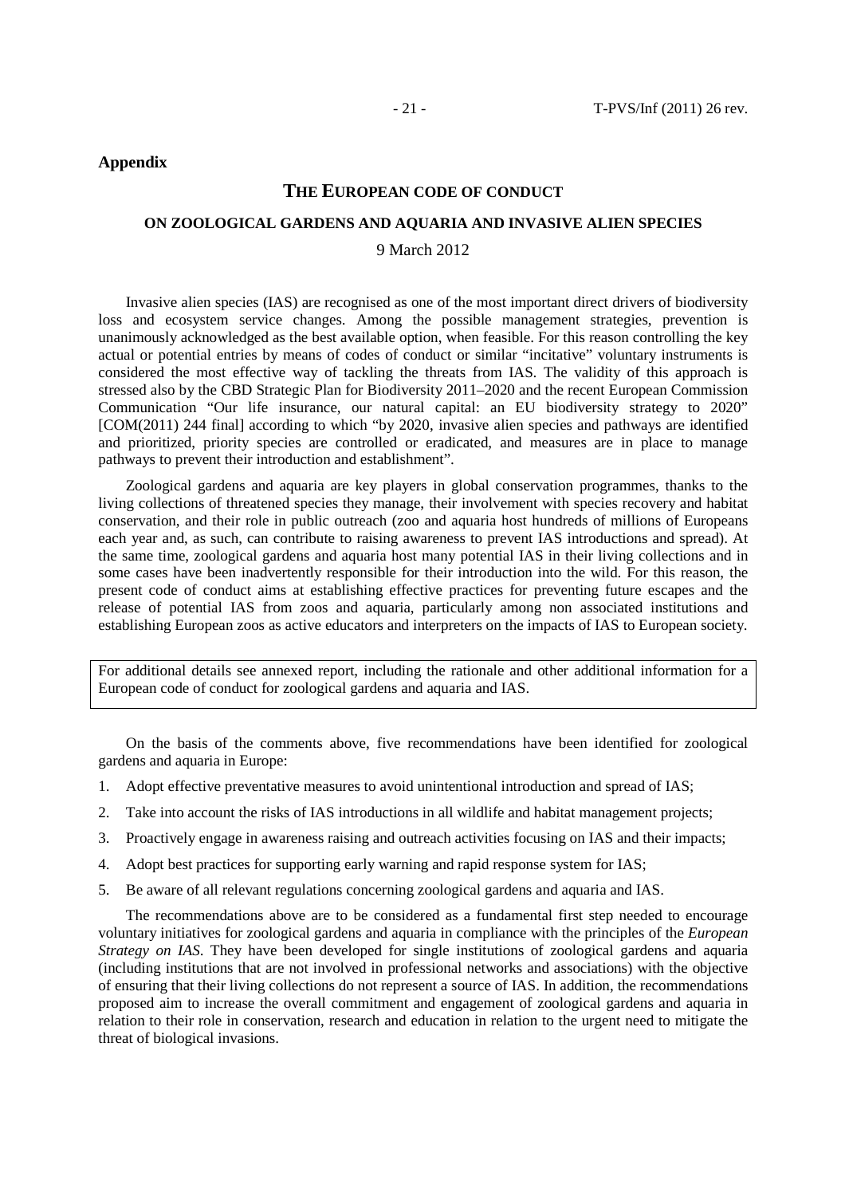**Appendix**

# THE EUROPEAN CODE OF CONDUCT

## ON ZOOLOGICAL GARDENS AND AQUARIA AND INVASIVE ALIEN SPECIES

9 March 2012

Invasive alien species (IAS) are recognised as one of the most important direct drivers of biodiversity loss and ecosystem service changes. Among the possible management strategies, prevention is unanimously acknowledged as the best available option, when feasible. For this reason controlling the key actual or potential entries by means of codes of conduct or similar "incitative" voluntary instruments is considered the most effective way of tackling the threats from IAS. The validity of this approach is stressed also by the CBD Strategic Plan for Biodiversity 2011–2020 and the recent European Commission Communication "Our life insurance, our natural capital: an EU biodiversity strategy to 2020" [COM(2011) 244 final] according to which "by 2020, invasive alien species and pathways are identified and prioritized, priority species are controlled or eradicated, and measures are in place to manage pathways to prevent their introduction and establishment".

Zoological gardens and aquaria are key players in global conservation programmes, thanks to the living collections of threatened species they manage, their involvement with species recovery and habitat conservation, and their role in public outreach (zoo and aquaria host hundreds of millions of Europeans each year and, as such, can contribute to raising awareness to prevent IAS introductions and spread). At the same time, zoological gardens and aquaria host many potential IAS in their living collections and in some cases have been inadvertently responsible for their introduction into the wild. For this reason, the present code of conduct aims at establishing effective practices for preventing future escapes and the release of potential IAS from zoos and aquaria, particularly among non associated institutions and establishing European zoos as active educators and interpreters on the impacts of IAS to European society.

For additional details see annexed report, including the rationale and other additional information for a European code of conduct for zoological gardens and aquaria and IAS.

On the basis of the comments above, five recommendations have been identified for zoological gardens and aquaria in Europe:

1. Adopt effective preventative measures to avoid unintentional introduction and spread of IAS;
2. Take into account the risks of IAS introductions in all wildlife and habitat management projects;
3. Proactively engage in awareness raising and outreach activities focusing on IAS and their impacts;
4. Adopt best practices for supporting early warning and rapid response system for IAS;
5. Be aware of all relevant regulations concerning zoological gardens and aquaria and IAS.

The recommendations above are to be considered as a fundamental first step needed to encourage voluntary initiatives for zoological gardens and aquaria in compliance with the principles of the *European Strategy on IAS*. They have been developed for single institutions of zoological gardens and aquaria (including institutions that are not involved in professional networks and associations) with the objective of ensuring that their living collections do not represent a source of IAS. In addition, the recommendations proposed aim to increase the overall commitment and engagement of zoological gardens and aquaria in relation to their role in conservation, research and education in relation to the urgent need to mitigate the threat of biological invasions.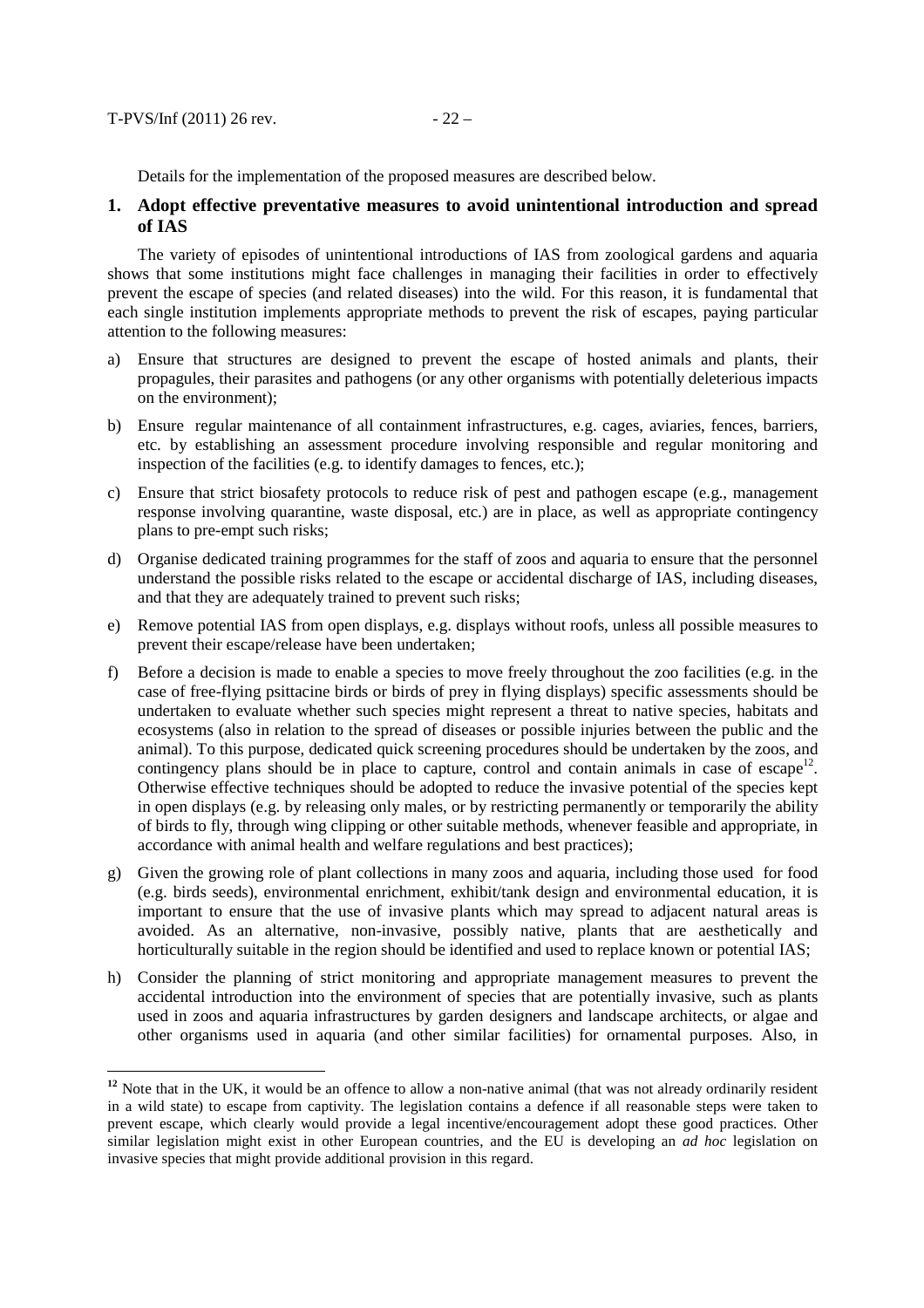Details for the implementation of the proposed measures are described below.

## 1. Adopt effective preventative measures to avoid unintentional introduction and spread of IAS

The variety of episodes of unintentional introductions of IAS from zoological gardens and aquaria shows that some institutions might face challenges in managing their facilities in order to effectively prevent the escape of species (and related diseases) into the wild. For this reason, it is fundamental that each single institution implements appropriate methods to prevent the risk of escapes, paying particular attention to the following measures:

a) Ensure that structures are designed to prevent the escape of hosted animals and plants, their propagules, their parasites and pathogens (or any other organisms with potentially deleterious impacts on the environment);

b) Ensure regular maintenance of all containment infrastructures, e.g. cages, aviaries, fences, barriers, etc. by establishing an assessment procedure involving responsible and regular monitoring and inspection of the facilities (e.g. to identify damages to fences, etc.);

c) Ensure that strict biosafety protocols to reduce risk of pest and pathogen escape (e.g., management response involving quarantine, waste disposal, etc.) are in place, as well as appropriate contingency plans to pre-empt such risks;

d) Organise dedicated training programmes for the staff of zoos and aquaria to ensure that the personnel understand the possible risks related to the escape or accidental discharge of IAS, including diseases, and that they are adequately trained to prevent such risks;

e) Remove potential IAS from open displays, e.g. displays without roofs, unless all possible measures to prevent their escape/release have been undertaken;

f) Before a decision is made to enable a species to move freely throughout the zoo facilities (e.g. in the case of free-flying psittacine birds or birds of prey in flying displays) specific assessments should be undertaken to evaluate whether such species might represent a threat to native species, habitats and ecosystems (also in relation to the spread of diseases or possible injuries between the public and the animal). To this purpose, dedicated quick screening procedures should be undertaken by the zoos, and contingency plans should be in place to capture, control and contain animals in case of escape[12]. Otherwise effective techniques should be adopted to reduce the invasive potential of the species kept in open displays (e.g. by releasing only males, or by restricting permanently or temporarily the ability of birds to fly, through wing clipping or other suitable methods, whenever feasible and appropriate, in accordance with animal health and welfare regulations and best practices);

g) Given the growing role of plant collections in many zoos and aquaria, including those used for food (e.g. birds seeds), environmental enrichment, exhibit/tank design and environmental education, it is important to ensure that the use of invasive plants which may spread to adjacent natural areas is avoided. As an alternative, non-invasive, possibly native, plants that are aesthetically and horticulturally suitable in the region should be identified and used to replace known or potential IAS;

h) Consider the planning of strict monitoring and appropriate management measures to prevent the accidental introduction into the environment of species that are potentially invasive, such as plants used in zoos and aquaria infrastructures by garden designers and landscape architects, or algae and other organisms used in aquaria (and other similar facilities) for ornamental purposes. Also, in

---

[12] Note that in the UK, it would be an offence to allow a non-native animal (that was not already ordinarily resident in a wild state) to escape from captivity. The legislation contains a defence if all reasonable steps were taken to prevent escape, which clearly would provide a legal incentive/encouragement adopt these good practices. Other similar legislation might exist in other European countries, and the EU is developing an *ad hoc* legislation on invasive species that might provide additional provision in this regard.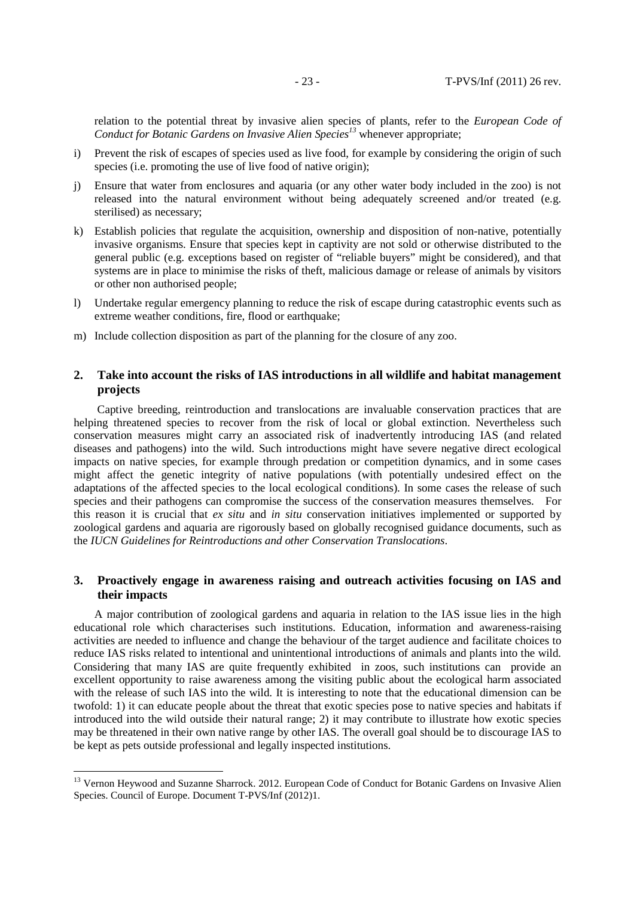relation to the potential threat by invasive alien species of plants, refer to the *European Code of Conduct for Botanic Gardens on Invasive Alien Species*[13] whenever appropriate;

i) Prevent the risk of escapes of species used as live food, for example by considering the origin of such species (i.e. promoting the use of live food of native origin);

j) Ensure that water from enclosures and aquaria (or any other water body included in the zoo) is not released into the natural environment without being adequately screened and/or treated (e.g. sterilised) as necessary;

k) Establish policies that regulate the acquisition, ownership and disposition of non-native, potentially invasive organisms. Ensure that species kept in captivity are not sold or otherwise distributed to the general public (e.g. exceptions based on register of "reliable buyers" might be considered), and that systems are in place to minimise the risks of theft, malicious damage or release of animals by visitors or other non authorised people;

l) Undertake regular emergency planning to reduce the risk of escape during catastrophic events such as extreme weather conditions, fire, flood or earthquake;

m) Include collection disposition as part of the planning for the closure of any zoo.

## 2. Take into account the risks of IAS introductions in all wildlife and habitat management projects

Captive breeding, reintroduction and translocations are invaluable conservation practices that are helping threatened species to recover from the risk of local or global extinction. Nevertheless such conservation measures might carry an associated risk of inadvertently introducing IAS (and related diseases and pathogens) into the wild. Such introductions might have severe negative direct ecological impacts on native species, for example through predation or competition dynamics, and in some cases might affect the genetic integrity of native populations (with potentially undesired effect on the adaptations of the affected species to the local ecological conditions). In some cases the release of such species and their pathogens can compromise the success of the conservation measures themselves. For this reason it is crucial that *ex situ* and *in situ* conservation initiatives implemented or supported by zoological gardens and aquaria are rigorously based on globally recognised guidance documents, such as the *IUCN Guidelines for Reintroductions and other Conservation Translocations*.

## 3. Proactively engage in awareness raising and outreach activities focusing on IAS and their impacts

A major contribution of zoological gardens and aquaria in relation to the IAS issue lies in the high educational role which characterises such institutions. Education, information and awareness-raising activities are needed to influence and change the behaviour of the target audience and facilitate choices to reduce IAS risks related to intentional and unintentional introductions of animals and plants into the wild. Considering that many IAS are quite frequently exhibited in zoos, such institutions can provide an excellent opportunity to raise awareness among the visiting public about the ecological harm associated with the release of such IAS into the wild. It is interesting to note that the educational dimension can be twofold: 1) it can educate people about the threat that exotic species pose to native species and habitats if introduced into the wild outside their natural range; 2) it may contribute to illustrate how exotic species may be threatened in their own native range by other IAS. The overall goal should be to discourage IAS to be kept as pets outside professional and legally inspected institutions.

---

[13] Vernon Heywood and Suzanne Sharrock. 2012. European Code of Conduct for Botanic Gardens on Invasive Alien Species. Council of Europe. Document T-PVS/Inf (2012)1.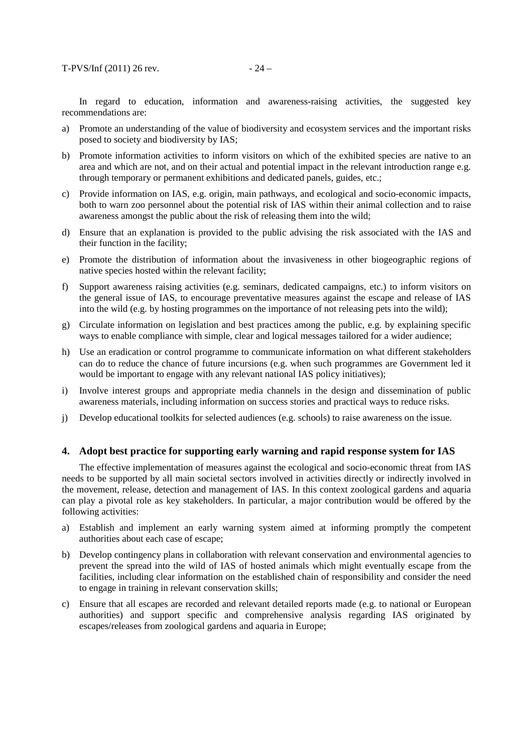In regard to education, information and awareness-raising activities, the suggested key recommendations are:

a) Promote an understanding of the value of biodiversity and ecosystem services and the important risks posed to society and biodiversity by IAS;

b) Promote information activities to inform visitors on which of the exhibited species are native to an area and which are not, and on their actual and potential impact in the relevant introduction range e.g. through temporary or permanent exhibitions and dedicated panels, guides, etc.;

c) Provide information on IAS, e.g. origin, main pathways, and ecological and socio-economic impacts, both to warn zoo personnel about the potential risk of IAS within their animal collection and to raise awareness amongst the public about the risk of releasing them into the wild;

d) Ensure that an explanation is provided to the public advising the risk associated with the IAS and their function in the facility;

e) Promote the distribution of information about the invasiveness in other biogeographic regions of native species hosted within the relevant facility;

f) Support awareness raising activities (e.g. seminars, dedicated campaigns, etc.) to inform visitors on the general issue of IAS, to encourage preventative measures against the escape and release of IAS into the wild (e.g. by hosting programmes on the importance of not releasing pets into the wild);

g) Circulate information on legislation and best practices among the public, e.g. by explaining specific ways to enable compliance with simple, clear and logical messages tailored for a wider audience;

h) Use an eradication or control programme to communicate information on what different stakeholders can do to reduce the chance of future incursions (e.g. when such programmes are Government led it would be important to engage with any relevant national IAS policy initiatives);

i) Involve interest groups and appropriate media channels in the design and dissemination of public awareness materials, including information on success stories and practical ways to reduce risks.

j) Develop educational toolkits for selected audiences (e.g. schools) to raise awareness on the issue.

## 4. Adopt best practice for supporting early warning and rapid response system for IAS

The effective implementation of measures against the ecological and socio-economic threat from IAS needs to be supported by all main societal sectors involved in activities directly or indirectly involved in the movement, release, detection and management of IAS. In this context zoological gardens and aquaria can play a pivotal role as key stakeholders. In particular, a major contribution would be offered by the following activities:

a) Establish and implement an early warning system aimed at informing promptly the competent authorities about each case of escape;

b) Develop contingency plans in collaboration with relevant conservation and environmental agencies to prevent the spread into the wild of IAS of hosted animals which might eventually escape from the facilities, including clear information on the established chain of responsibility and consider the need to engage in training in relevant conservation skills;

c) Ensure that all escapes are recorded and relevant detailed reports made (e.g. to national or European authorities) and support specific and comprehensive analysis regarding IAS originated by escapes/releases from zoological gardens and aquaria in Europe;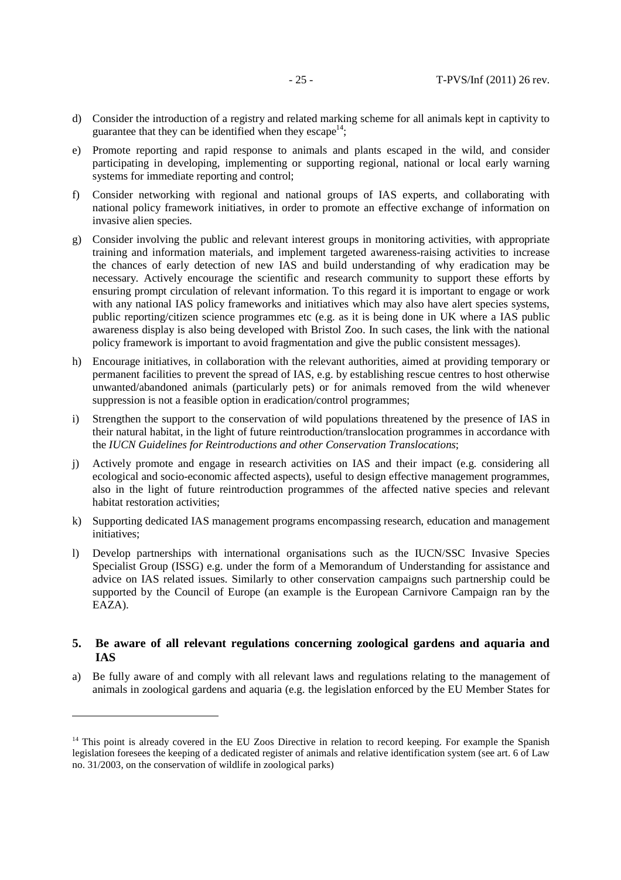d) Consider the introduction of a registry and related marking scheme for all animals kept in captivity to guarantee that they can be identified when they escape[14];

e) Promote reporting and rapid response to animals and plants escaped in the wild, and consider participating in developing, implementing or supporting regional, national or local early warning systems for immediate reporting and control;

f) Consider networking with regional and national groups of IAS experts, and collaborating with national policy framework initiatives, in order to promote an effective exchange of information on invasive alien species.

g) Consider involving the public and relevant interest groups in monitoring activities, with appropriate training and information materials, and implement targeted awareness-raising activities to increase the chances of early detection of new IAS and build understanding of why eradication may be necessary. Actively encourage the scientific and research community to support these efforts by ensuring prompt circulation of relevant information. To this regard it is important to engage or work with any national IAS policy frameworks and initiatives which may also have alert species systems, public reporting/citizen science programmes etc (e.g. as it is being done in UK where a IAS public awareness display is also being developed with Bristol Zoo. In such cases, the link with the national policy framework is important to avoid fragmentation and give the public consistent messages).

h) Encourage initiatives, in collaboration with the relevant authorities, aimed at providing temporary or permanent facilities to prevent the spread of IAS, e.g. by establishing rescue centres to host otherwise unwanted/abandoned animals (particularly pets) or for animals removed from the wild whenever suppression is not a feasible option in eradication/control programmes;

i) Strengthen the support to the conservation of wild populations threatened by the presence of IAS in their natural habitat, in the light of future reintroduction/translocation programmes in accordance with the *IUCN Guidelines for Reintroductions and other Conservation Translocations*;

j) Actively promote and engage in research activities on IAS and their impact (e.g. considering all ecological and socio-economic affected aspects), useful to design effective management programmes, also in the light of future reintroduction programmes of the affected native species and relevant habitat restoration activities;

k) Supporting dedicated IAS management programs encompassing research, education and management initiatives;

l) Develop partnerships with international organisations such as the IUCN/SSC Invasive Species Specialist Group (ISSG) e.g. under the form of a Memorandum of Understanding for assistance and advice on IAS related issues. Similarly to other conservation campaigns such partnership could be supported by the Council of Europe (an example is the European Carnivore Campaign ran by the EAZA).

## 5. Be aware of all relevant regulations concerning zoological gardens and aquaria and IAS

a) Be fully aware of and comply with all relevant laws and regulations relating to the management of animals in zoological gardens and aquaria (e.g. the legislation enforced by the EU Member States for

[14] This point is already covered in the EU Zoos Directive in relation to record keeping. For example the Spanish legislation foresees the keeping of a dedicated register of animals and relative identification system (see art. 6 of Law no. 31/2003, on the conservation of wildlife in zoological parks)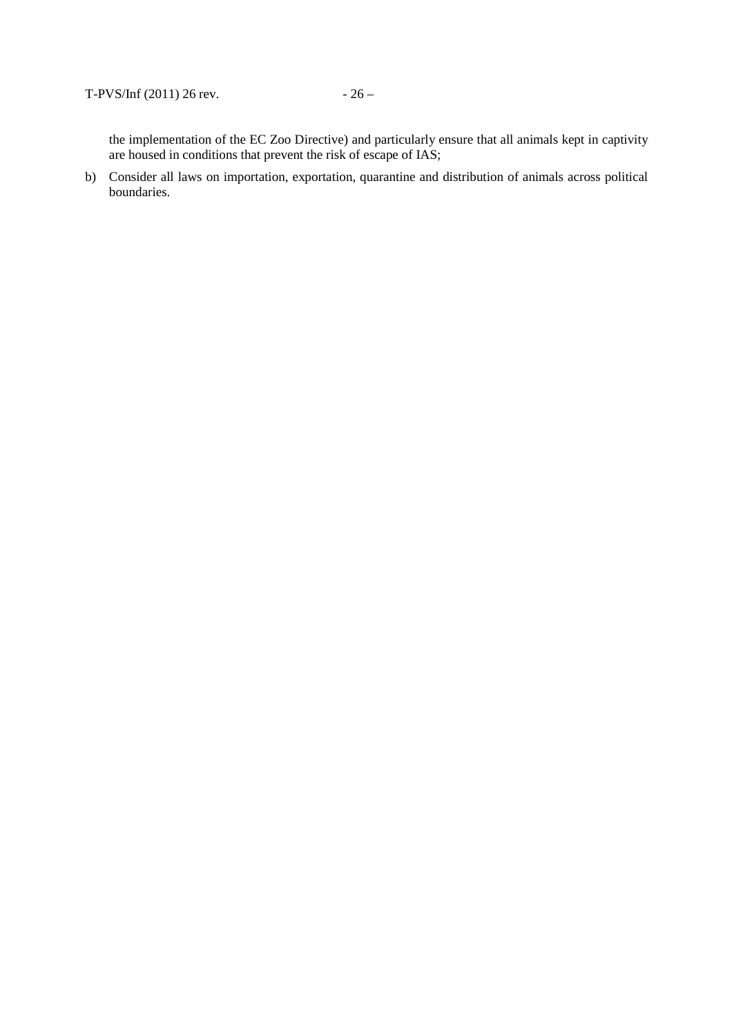the implementation of the EC Zoo Directive) and particularly ensure that all animals kept in captivity are housed in conditions that prevent the risk of escape of IAS;

b) Consider all laws on importation, exportation, quarantine and distribution of animals across political boundaries.